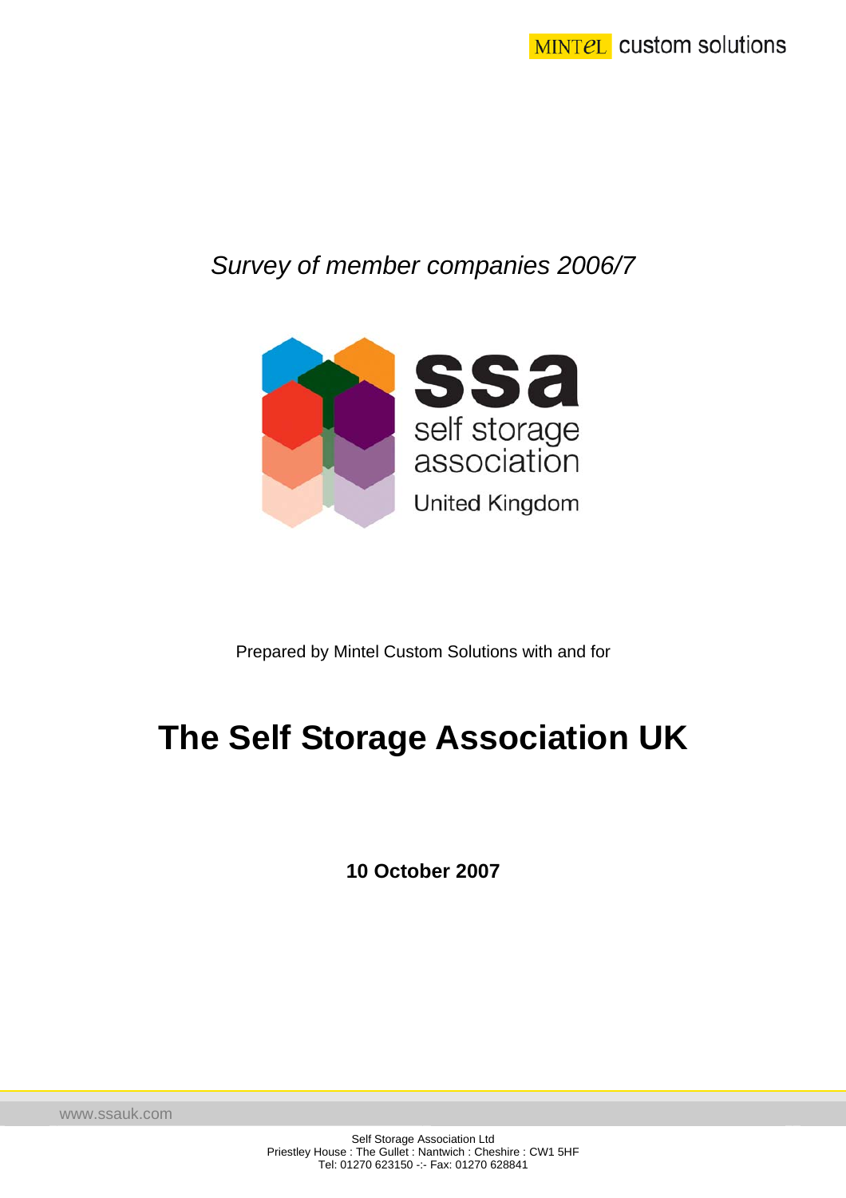MINTEL custom solutions

*Survey of member companies 2006/7*

ssa
self storage
association
United Kingdom

Prepared by Mintel Custom Solutions with and for

# The Self Storage Association UK

**10 October 2007**

www.ssauk.com

Self Storage Association Ltd
Priestley House : The Gullet : Nantwich : Cheshire : CW1 5HF
Tel: 01270 623150 -:- Fax: 01270 628841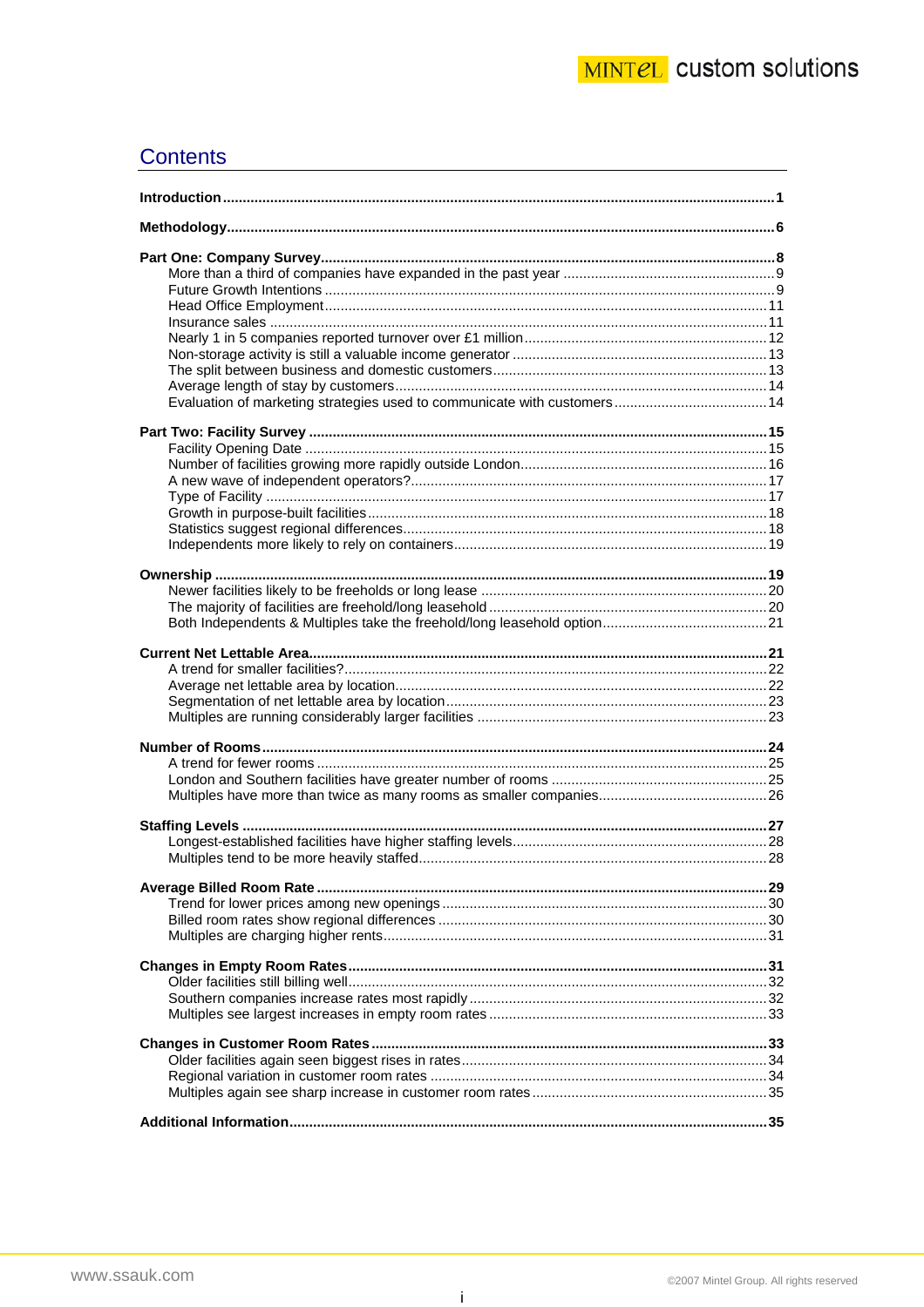# Contents

**Introduction** .......... **1**

**Methodology** .......... **6**

**Part One: Company Survey** .......... **8**

- More than a third of companies have expanded in the past year .......... 9
- Future Growth Intentions .......... 9
- Head Office Employment .......... 11
- Insurance sales .......... 11
- Nearly 1 in 5 companies reported turnover over £1 million .......... 12
- Non-storage activity is still a valuable income generator .......... 13
- The split between business and domestic customers .......... 13
- Average length of stay by customers .......... 14
- Evaluation of marketing strategies used to communicate with customers .......... 14

**Part Two: Facility Survey** .......... **15**

- Facility Opening Date .......... 15
- Number of facilities growing more rapidly outside London .......... 16
- A new wave of independent operators? .......... 17
- Type of Facility .......... 17
- Growth in purpose-built facilities .......... 18
- Statistics suggest regional differences .......... 18
- Independents more likely to rely on containers .......... 19

**Ownership** .......... **19**

- Newer facilities likely to be freeholds or long lease .......... 20
- The majority of facilities are freehold/long leasehold .......... 20
- Both Independents & Multiples take the freehold/long leasehold option .......... 21

**Current Net Lettable Area** .......... **21**

- A trend for smaller facilities? .......... 22
- Average net lettable area by location .......... 22
- Segmentation of net lettable area by location .......... 23
- Multiples are running considerably larger facilities .......... 23

**Number of Rooms** .......... **24**

- A trend for fewer rooms .......... 25
- London and Southern facilities have greater number of rooms .......... 25
- Multiples have more than twice as many rooms as smaller companies .......... 26

**Staffing Levels** .......... **27**

- Longest-established facilities have higher staffing levels .......... 28
- Multiples tend to be more heavily staffed .......... 28

**Average Billed Room Rate** .......... **29**

- Trend for lower prices among new openings .......... 30
- Billed room rates show regional differences .......... 30
- Multiples are charging higher rents .......... 31

**Changes in Empty Room Rates** .......... **31**

- Older facilities still billing well .......... 32
- Southern companies increase rates most rapidly .......... 32
- Multiples see largest increases in empty room rates .......... 33

**Changes in Customer Room Rates** .......... **33**

- Older facilities again seen biggest rises in rates .......... 34
- Regional variation in customer room rates .......... 34
- Multiples again see sharp increase in customer room rates .......... 35

**Additional Information** .......... **35**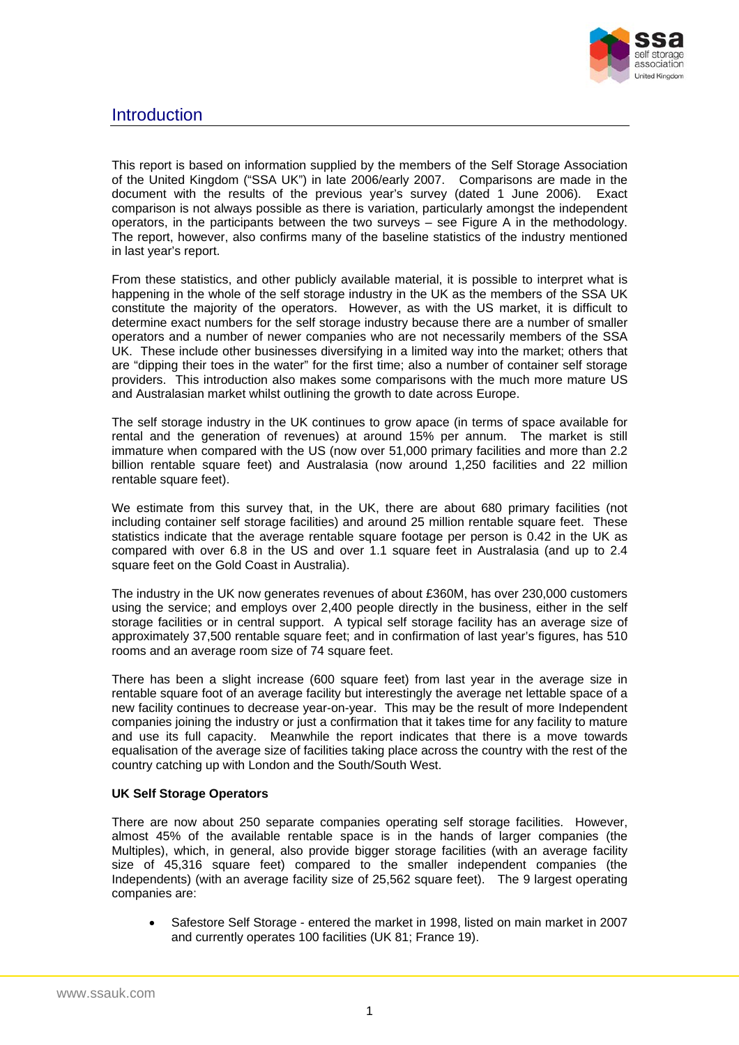# Introduction

This report is based on information supplied by the members of the Self Storage Association of the United Kingdom ("SSA UK") in late 2006/early 2007. Comparisons are made in the document with the results of the previous year's survey (dated 1 June 2006). Exact comparison is not always possible as there is variation, particularly amongst the independent operators, in the participants between the two surveys – see Figure A in the methodology. The report, however, also confirms many of the baseline statistics of the industry mentioned in last year's report.

From these statistics, and other publicly available material, it is possible to interpret what is happening in the whole of the self storage industry in the UK as the members of the SSA UK constitute the majority of the operators. However, as with the US market, it is difficult to determine exact numbers for the self storage industry because there are a number of smaller operators and a number of newer companies who are not necessarily members of the SSA UK. These include other businesses diversifying in a limited way into the market; others that are "dipping their toes in the water" for the first time; also a number of container self storage providers. This introduction also makes some comparisons with the much more mature US and Australasian market whilst outlining the growth to date across Europe.

The self storage industry in the UK continues to grow apace (in terms of space available for rental and the generation of revenues) at around 15% per annum. The market is still immature when compared with the US (now over 51,000 primary facilities and more than 2.2 billion rentable square feet) and Australasia (now around 1,250 facilities and 22 million rentable square feet).

We estimate from this survey that, in the UK, there are about 680 primary facilities (not including container self storage facilities) and around 25 million rentable square feet. These statistics indicate that the average rentable square footage per person is 0.42 in the UK as compared with over 6.8 in the US and over 1.1 square feet in Australasia (and up to 2.4 square feet on the Gold Coast in Australia).

The industry in the UK now generates revenues of about £360M, has over 230,000 customers using the service; and employs over 2,400 people directly in the business, either in the self storage facilities or in central support. A typical self storage facility has an average size of approximately 37,500 rentable square feet; and in confirmation of last year's figures, has 510 rooms and an average room size of 74 square feet.

There has been a slight increase (600 square feet) from last year in the average size in rentable square foot of an average facility but interestingly the average net lettable space of a new facility continues to decrease year-on-year. This may be the result of more Independent companies joining the industry or just a confirmation that it takes time for any facility to mature and use its full capacity. Meanwhile the report indicates that there is a move towards equalisation of the average size of facilities taking place across the country with the rest of the country catching up with London and the South/South West.

**UK Self Storage Operators**

There are now about 250 separate companies operating self storage facilities. However, almost 45% of the available rentable space is in the hands of larger companies (the Multiples), which, in general, also provide bigger storage facilities (with an average facility size of 45,316 square feet) compared to the smaller independent companies (the Independents) (with an average facility size of 25,562 square feet). The 9 largest operating companies are:

- Safestore Self Storage - entered the market in 1998, listed on main market in 2007 and currently operates 100 facilities (UK 81; France 19).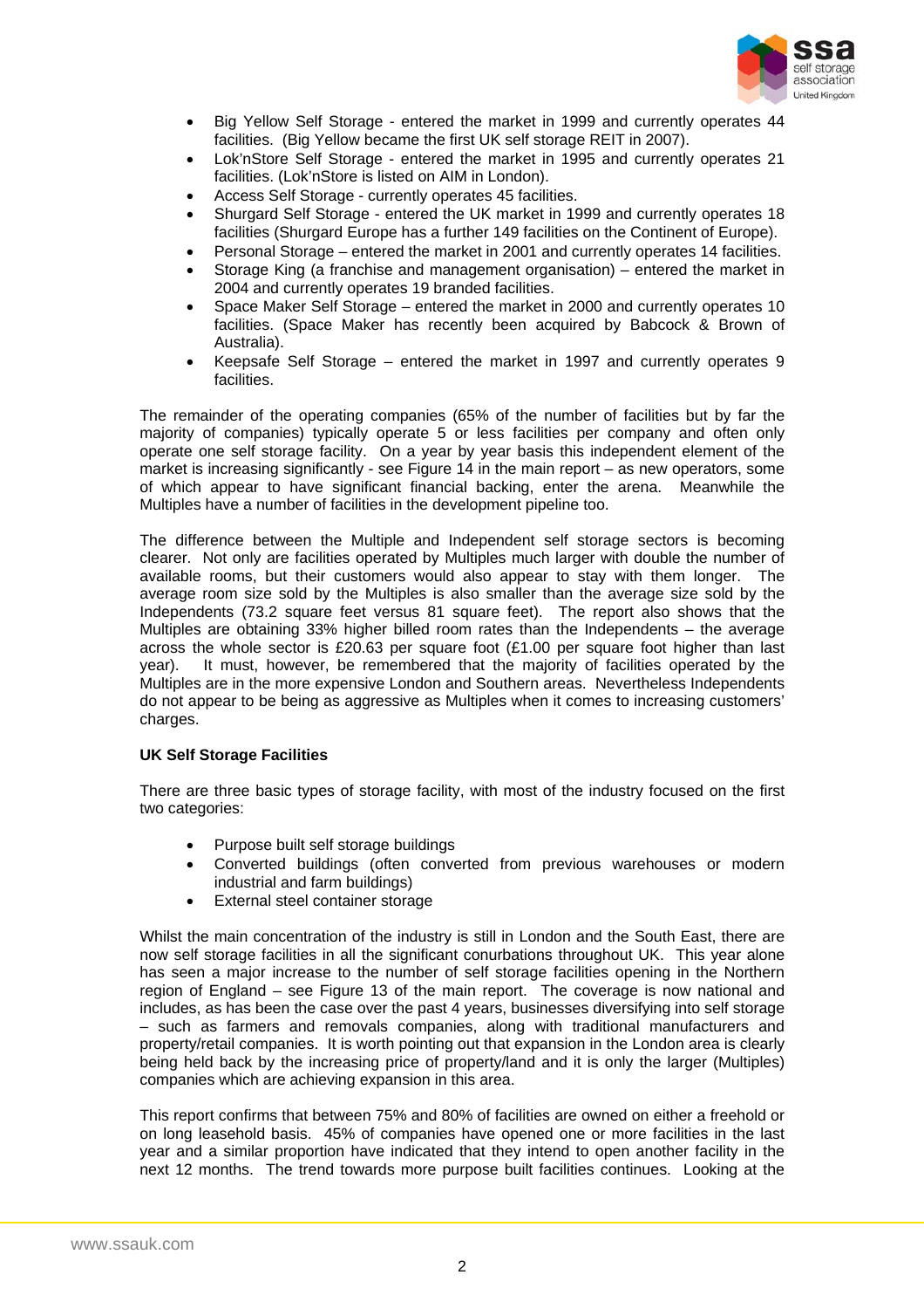- Big Yellow Self Storage - entered the market in 1999 and currently operates 44 facilities. (Big Yellow became the first UK self storage REIT in 2007).
- Lok'nStore Self Storage - entered the market in 1995 and currently operates 21 facilities. (Lok'nStore is listed on AIM in London).
- Access Self Storage - currently operates 45 facilities.
- Shurgard Self Storage - entered the UK market in 1999 and currently operates 18 facilities (Shurgard Europe has a further 149 facilities on the Continent of Europe).
- Personal Storage – entered the market in 2001 and currently operates 14 facilities.
- Storage King (a franchise and management organisation) – entered the market in 2004 and currently operates 19 branded facilities.
- Space Maker Self Storage – entered the market in 2000 and currently operates 10 facilities. (Space Maker has recently been acquired by Babcock & Brown of Australia).
- Keepsafe Self Storage – entered the market in 1997 and currently operates 9 facilities.

The remainder of the operating companies (65% of the number of facilities but by far the majority of companies) typically operate 5 or less facilities per company and often only operate one self storage facility. On a year by year basis this independent element of the market is increasing significantly - see Figure 14 in the main report – as new operators, some of which appear to have significant financial backing, enter the arena. Meanwhile the Multiples have a number of facilities in the development pipeline too.

The difference between the Multiple and Independent self storage sectors is becoming clearer. Not only are facilities operated by Multiples much larger with double the number of available rooms, but their customers would also appear to stay with them longer. The average room size sold by the Multiples is also smaller than the average size sold by the Independents (73.2 square feet versus 81 square feet). The report also shows that the Multiples are obtaining 33% higher billed room rates than the Independents – the average across the whole sector is £20.63 per square foot (£1.00 per square foot higher than last year). It must, however, be remembered that the majority of facilities operated by the Multiples are in the more expensive London and Southern areas. Nevertheless Independents do not appear to be being as aggressive as Multiples when it comes to increasing customers' charges.

**UK Self Storage Facilities**

There are three basic types of storage facility, with most of the industry focused on the first two categories:

- Purpose built self storage buildings
- Converted buildings (often converted from previous warehouses or modern industrial and farm buildings)
- External steel container storage

Whilst the main concentration of the industry is still in London and the South East, there are now self storage facilities in all the significant conurbations throughout UK. This year alone has seen a major increase to the number of self storage facilities opening in the Northern region of England – see Figure 13 of the main report. The coverage is now national and includes, as has been the case over the past 4 years, businesses diversifying into self storage – such as farmers and removals companies, along with traditional manufacturers and property/retail companies. It is worth pointing out that expansion in the London area is clearly being held back by the increasing price of property/land and it is only the larger (Multiples) companies which are achieving expansion in this area.

This report confirms that between 75% and 80% of facilities are owned on either a freehold or on long leasehold basis. 45% of companies have opened one or more facilities in the last year and a similar proportion have indicated that they intend to open another facility in the next 12 months. The trend towards more purpose built facilities continues. Looking at the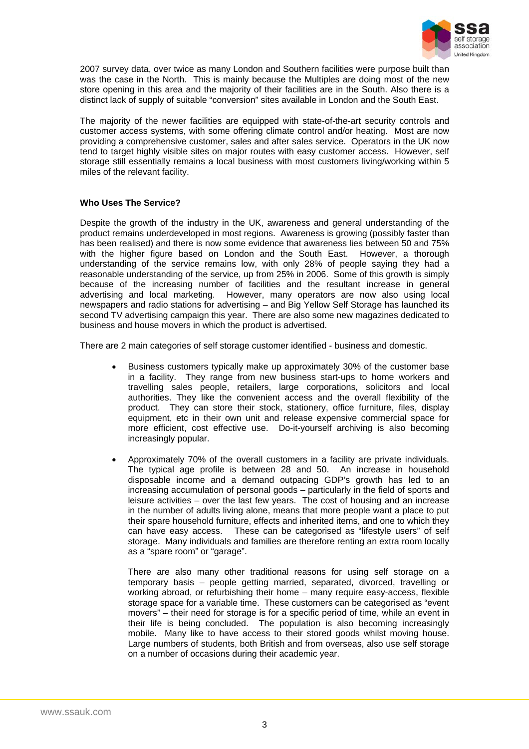2007 survey data, over twice as many London and Southern facilities were purpose built than was the case in the North. This is mainly because the Multiples are doing most of the new store opening in this area and the majority of their facilities are in the South. Also there is a distinct lack of supply of suitable "conversion" sites available in London and the South East.

The majority of the newer facilities are equipped with state-of-the-art security controls and customer access systems, with some offering climate control and/or heating. Most are now providing a comprehensive customer, sales and after sales service. Operators in the UK now tend to target highly visible sites on major routes with easy customer access. However, self storage still essentially remains a local business with most customers living/working within 5 miles of the relevant facility.

**Who Uses The Service?**

Despite the growth of the industry in the UK, awareness and general understanding of the product remains underdeveloped in most regions. Awareness is growing (possibly faster than has been realised) and there is now some evidence that awareness lies between 50 and 75% with the higher figure based on London and the South East. However, a thorough understanding of the service remains low, with only 28% of people saying they had a reasonable understanding of the service, up from 25% in 2006. Some of this growth is simply because of the increasing number of facilities and the resultant increase in general advertising and local marketing. However, many operators are now also using local newspapers and radio stations for advertising – and Big Yellow Self Storage has launched its second TV advertising campaign this year. There are also some new magazines dedicated to business and house movers in which the product is advertised.

There are 2 main categories of self storage customer identified - business and domestic.

- Business customers typically make up approximately 30% of the customer base in a facility. They range from new business start-ups to home workers and travelling sales people, retailers, large corporations, solicitors and local authorities. They like the convenient access and the overall flexibility of the product. They can store their stock, stationery, office furniture, files, display equipment, etc in their own unit and release expensive commercial space for more efficient, cost effective use. Do-it-yourself archiving is also becoming increasingly popular.

- Approximately 70% of the overall customers in a facility are private individuals. The typical age profile is between 28 and 50. An increase in household disposable income and a demand outpacing GDP's growth has led to an increasing accumulation of personal goods – particularly in the field of sports and leisure activities – over the last few years. The cost of housing and an increase in the number of adults living alone, means that more people want a place to put their spare household furniture, effects and inherited items, and one to which they can have easy access. These can be categorised as "lifestyle users" of self storage. Many individuals and families are therefore renting an extra room locally as a "spare room" or "garage".

  There are also many other traditional reasons for using self storage on a temporary basis – people getting married, separated, divorced, travelling or working abroad, or refurbishing their home – many require easy-access, flexible storage space for a variable time. These customers can be categorised as "event movers" – their need for storage is for a specific period of time, while an event in their life is being concluded. The population is also becoming increasingly mobile. Many like to have access to their stored goods whilst moving house. Large numbers of students, both British and from overseas, also use self storage on a number of occasions during their academic year.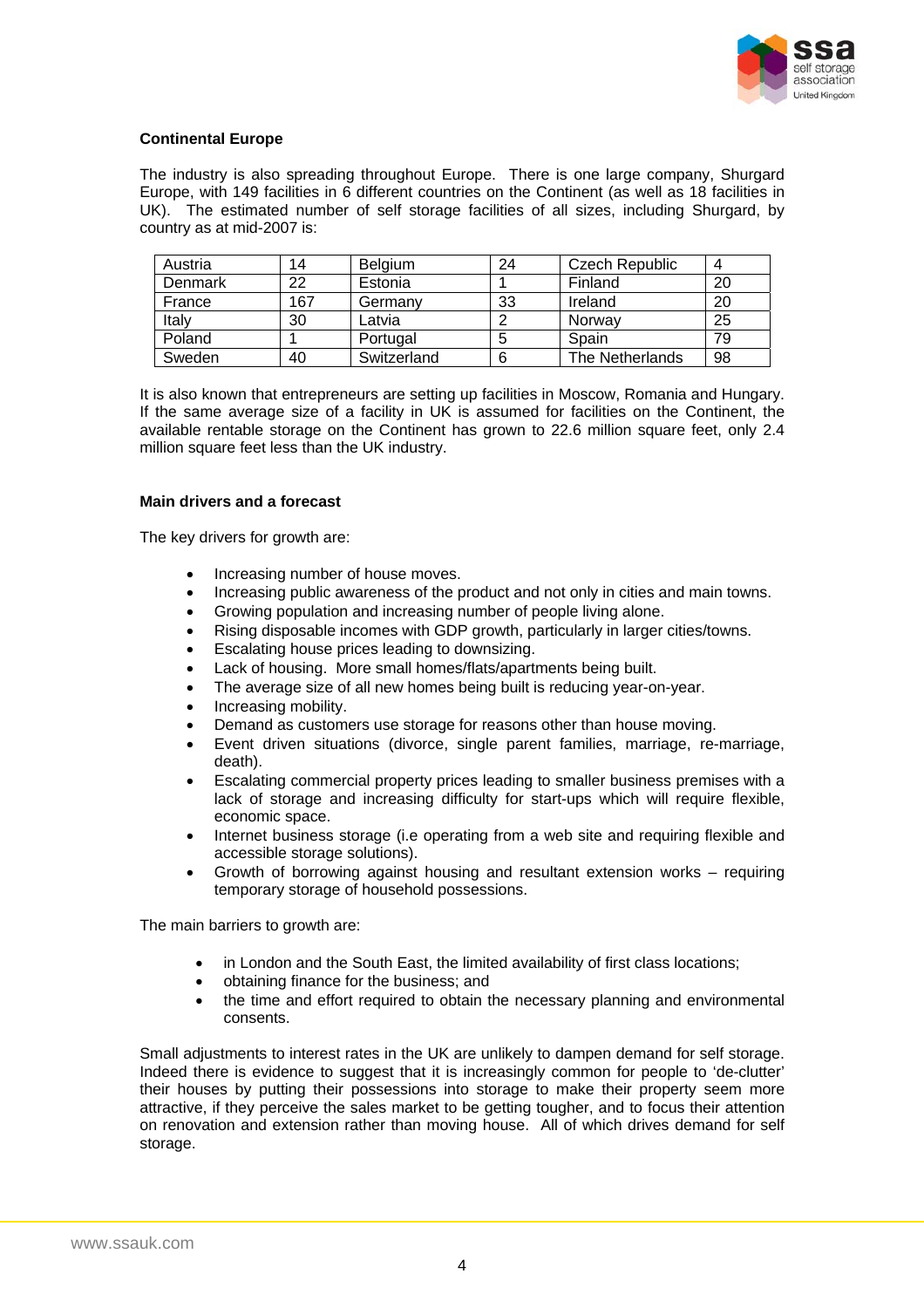**Continental Europe**

The industry is also spreading throughout Europe. There is one large company, Shurgard Europe, with 149 facilities in 6 different countries on the Continent (as well as 18 facilities in UK). The estimated number of self storage facilities of all sizes, including Shurgard, by country as at mid-2007 is:

| | | | | | |
|---|---|---|---|---|---|
| Austria | 14 | Belgium | 24 | Czech Republic | 4 |
| Denmark | 22 | Estonia | 1 | Finland | 20 |
| France | 167 | Germany | 33 | Ireland | 20 |
| Italy | 30 | Latvia | 2 | Norway | 25 |
| Poland | 1 | Portugal | 5 | Spain | 79 |
| Sweden | 40 | Switzerland | 6 | The Netherlands | 98 |

It is also known that entrepreneurs are setting up facilities in Moscow, Romania and Hungary. If the same average size of a facility in UK is assumed for facilities on the Continent, the available rentable storage on the Continent has grown to 22.6 million square feet, only 2.4 million square feet less than the UK industry.

**Main drivers and a forecast**

The key drivers for growth are:

- Increasing number of house moves.
- Increasing public awareness of the product and not only in cities and main towns.
- Growing population and increasing number of people living alone.
- Rising disposable incomes with GDP growth, particularly in larger cities/towns.
- Escalating house prices leading to downsizing.
- Lack of housing. More small homes/flats/apartments being built.
- The average size of all new homes being built is reducing year-on-year.
- Increasing mobility.
- Demand as customers use storage for reasons other than house moving.
- Event driven situations (divorce, single parent families, marriage, re-marriage, death).
- Escalating commercial property prices leading to smaller business premises with a lack of storage and increasing difficulty for start-ups which will require flexible, economic space.
- Internet business storage (i.e operating from a web site and requiring flexible and accessible storage solutions).
- Growth of borrowing against housing and resultant extension works – requiring temporary storage of household possessions.

The main barriers to growth are:

- in London and the South East, the limited availability of first class locations;
- obtaining finance for the business; and
- the time and effort required to obtain the necessary planning and environmental consents.

Small adjustments to interest rates in the UK are unlikely to dampen demand for self storage. Indeed there is evidence to suggest that it is increasingly common for people to 'de-clutter' their houses by putting their possessions into storage to make their property seem more attractive, if they perceive the sales market to be getting tougher, and to focus their attention on renovation and extension rather than moving house. All of which drives demand for self storage.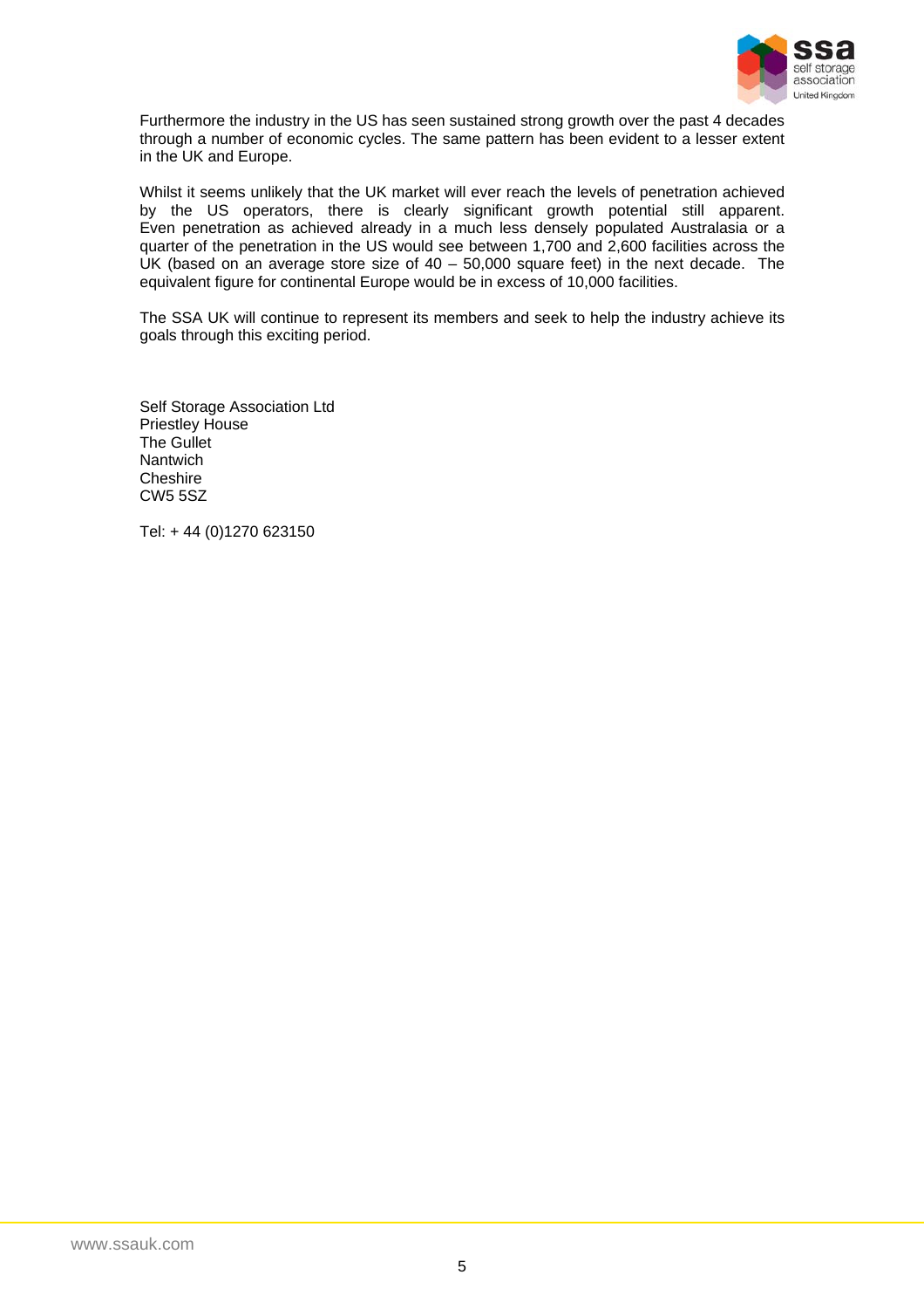Furthermore the industry in the US has seen sustained strong growth over the past 4 decades through a number of economic cycles. The same pattern has been evident to a lesser extent in the UK and Europe.

Whilst it seems unlikely that the UK market will ever reach the levels of penetration achieved by the US operators, there is clearly significant growth potential still apparent. Even penetration as achieved already in a much less densely populated Australasia or a quarter of the penetration in the US would see between 1,700 and 2,600 facilities across the UK (based on an average store size of 40 – 50,000 square feet) in the next decade. The equivalent figure for continental Europe would be in excess of 10,000 facilities.

The SSA UK will continue to represent its members and seek to help the industry achieve its goals through this exciting period.

Self Storage Association Ltd
Priestley House
The Gullet
Nantwich
Cheshire
CW5 5SZ

Tel: + 44 (0)1270 623150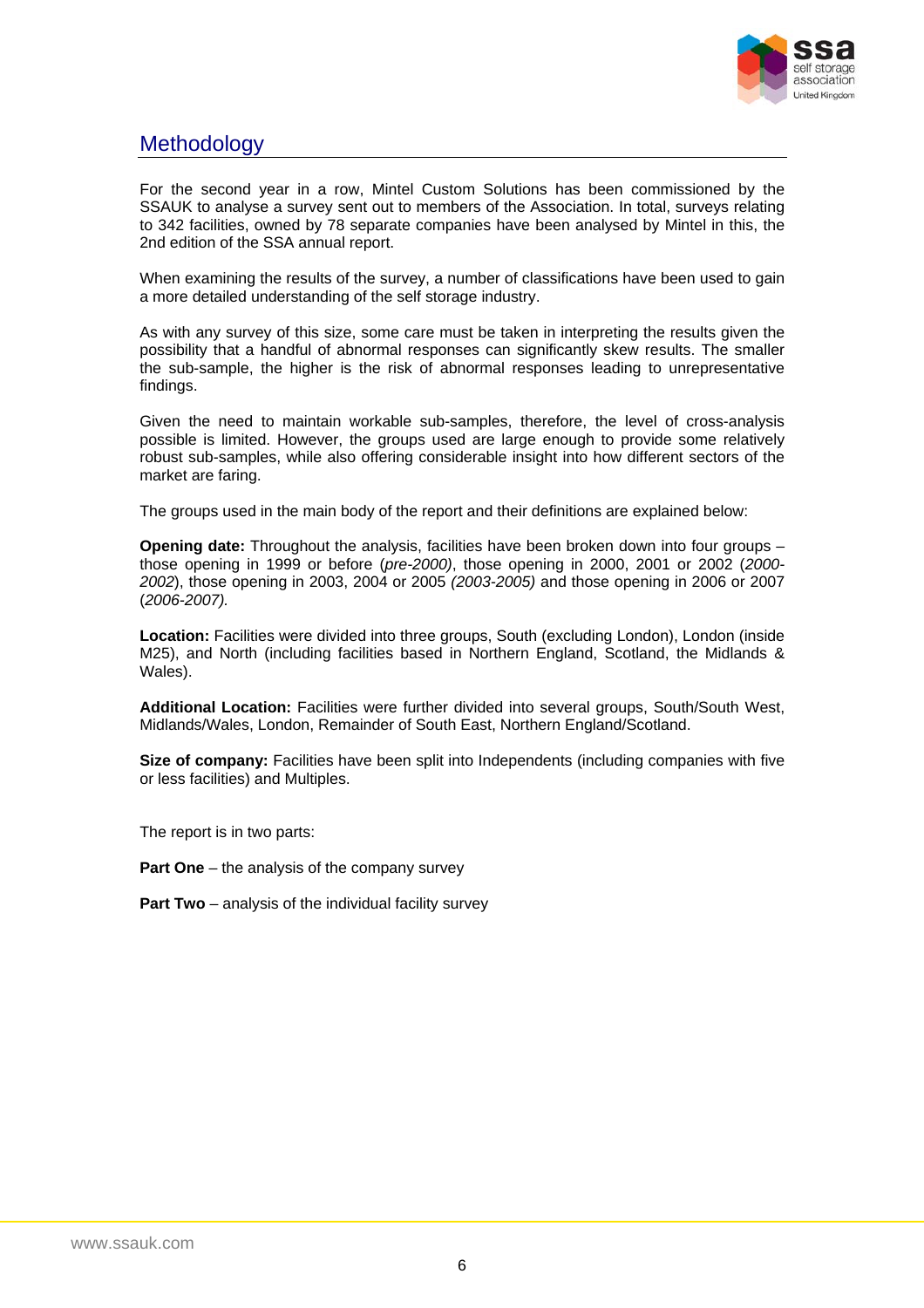# Methodology

For the second year in a row, Mintel Custom Solutions has been commissioned by the SSAUK to analyse a survey sent out to members of the Association. In total, surveys relating to 342 facilities, owned by 78 separate companies have been analysed by Mintel in this, the 2nd edition of the SSA annual report.

When examining the results of the survey, a number of classifications have been used to gain a more detailed understanding of the self storage industry.

As with any survey of this size, some care must be taken in interpreting the results given the possibility that a handful of abnormal responses can significantly skew results. The smaller the sub-sample, the higher is the risk of abnormal responses leading to unrepresentative findings.

Given the need to maintain workable sub-samples, therefore, the level of cross-analysis possible is limited. However, the groups used are large enough to provide some relatively robust sub-samples, while also offering considerable insight into how different sectors of the market are faring.

The groups used in the main body of the report and their definitions are explained below:

**Opening date:** Throughout the analysis, facilities have been broken down into four groups – those opening in 1999 or before (*pre-2000)*, those opening in 2000, 2001 or 2002 (*2000-2002*), those opening in 2003, 2004 or 2005 *(2003-2005)* and those opening in 2006 or 2007 (*2006-2007).*

**Location:** Facilities were divided into three groups, South (excluding London), London (inside M25), and North (including facilities based in Northern England, Scotland, the Midlands & Wales).

**Additional Location:** Facilities were further divided into several groups, South/South West, Midlands/Wales, London, Remainder of South East, Northern England/Scotland.

**Size of company:** Facilities have been split into Independents (including companies with five or less facilities) and Multiples.

The report is in two parts:

**Part One** – the analysis of the company survey

**Part Two** – analysis of the individual facility survey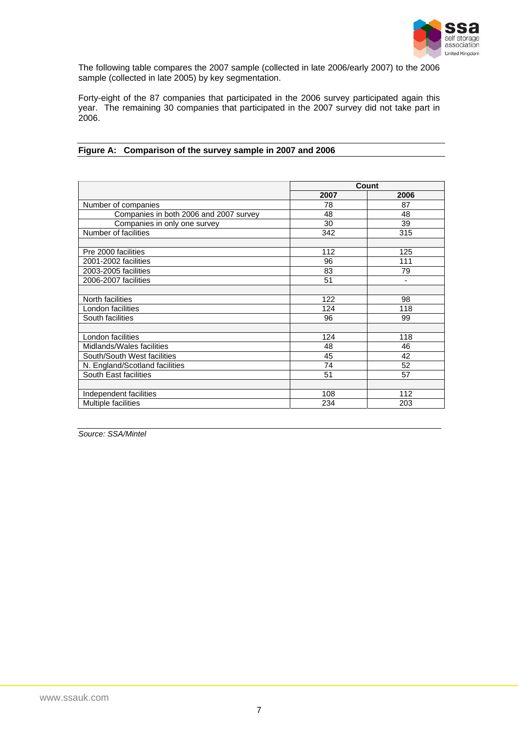The following table compares the 2007 sample (collected in late 2006/early 2007) to the 2006 sample (collected in late 2005) by key segmentation.

Forty-eight of the 87 companies that participated in the 2006 survey participated again this year. The remaining 30 companies that participated in the 2007 survey did not take part in 2006.

**Figure A: Comparison of the survey sample in 2007 and 2006**

| | Count | |
|---|---|---|
| | **2007** | **2006** |
| Number of companies | 78 | 87 |
| Companies in both 2006 and 2007 survey | 48 | 48 |
| Companies in only one survey | 30 | 39 |
| Number of facilities | 342 | 315 |
| | | |
| Pre 2000 facilities | 112 | 125 |
| 2001-2002 facilities | 96 | 111 |
| 2003-2005 facilities | 83 | 79 |
| 2006-2007 facilities | 51 | - |
| | | |
| North facilities | 122 | 98 |
| London facilities | 124 | 118 |
| South facilities | 96 | 99 |
| | | |
| London facilities | 124 | 118 |
| Midlands/Wales facilities | 48 | 46 |
| South/South West facilities | 45 | 42 |
| N. England/Scotland facilities | 74 | 52 |
| South East facilities | 51 | 57 |
| | | |
| Independent facilities | 108 | 112 |
| Multiple facilities | 234 | 203 |

*Source: SSA/Mintel*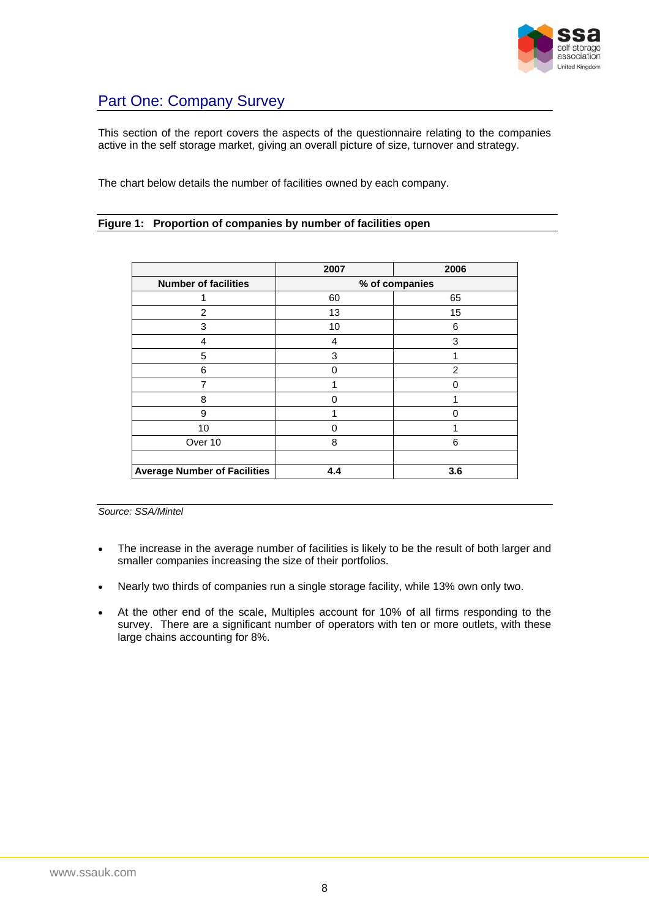## Part One: Company Survey

This section of the report covers the aspects of the questionnaire relating to the companies active in the self storage market, giving an overall picture of size, turnover and strategy.

The chart below details the number of facilities owned by each company.

**Figure 1: Proportion of companies by number of facilities open**

| | 2007 | 2006 |
|---|---|---|
| **Number of facilities** | **% of companies** | |
| 1 | 60 | 65 |
| 2 | 13 | 15 |
| 3 | 10 | 6 |
| 4 | 4 | 3 |
| 5 | 3 | 1 |
| 6 | 0 | 2 |
| 7 | 1 | 0 |
| 8 | 0 | 1 |
| 9 | 1 | 0 |
| 10 | 0 | 1 |
| Over 10 | 8 | 6 |
| | | |
| **Average Number of Facilities** | **4.4** | **3.6** |

*Source: SSA/Mintel*

- The increase in the average number of facilities is likely to be the result of both larger and smaller companies increasing the size of their portfolios.
- Nearly two thirds of companies run a single storage facility, while 13% own only two.
- At the other end of the scale, Multiples account for 10% of all firms responding to the survey. There are a significant number of operators with ten or more outlets, with these large chains accounting for 8%.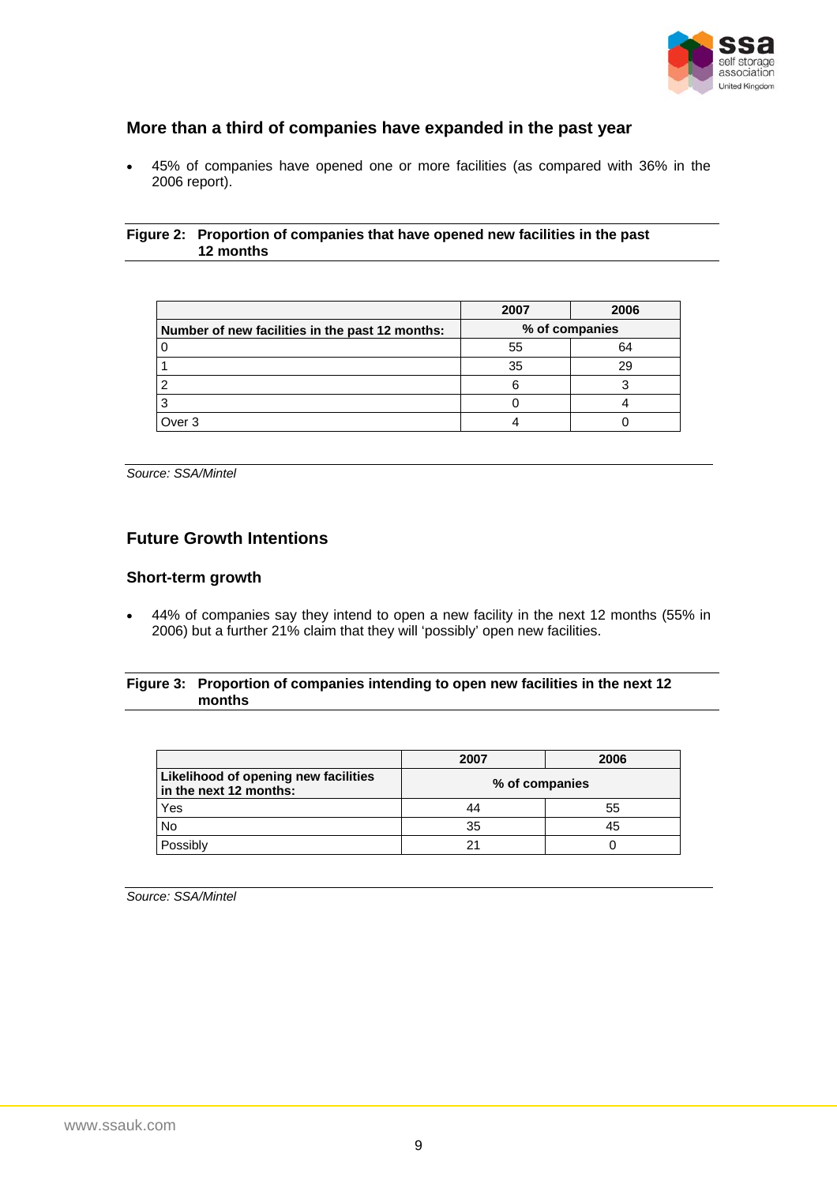## More than a third of companies have expanded in the past year

- 45% of companies have opened one or more facilities (as compared with 36% in the 2006 report).

**Figure 2: Proportion of companies that have opened new facilities in the past 12 months**

| | 2007 | 2006 |
|---|---|---|
| **Number of new facilities in the past 12 months:** | **% of companies** | |
| 0 | 55 | 64 |
| 1 | 35 | 29 |
| 2 | 6 | 3 |
| 3 | 0 | 4 |
| Over 3 | 4 | 0 |

*Source: SSA/Mintel*

## Future Growth Intentions

### Short-term growth

- 44% of companies say they intend to open a new facility in the next 12 months (55% in 2006) but a further 21% claim that they will 'possibly' open new facilities.

**Figure 3: Proportion of companies intending to open new facilities in the next 12 months**

| | 2007 | 2006 |
|---|---|---|
| **Likelihood of opening new facilities in the next 12 months:** | **% of companies** | |
| Yes | 44 | 55 |
| No | 35 | 45 |
| Possibly | 21 | 0 |

*Source: SSA/Mintel*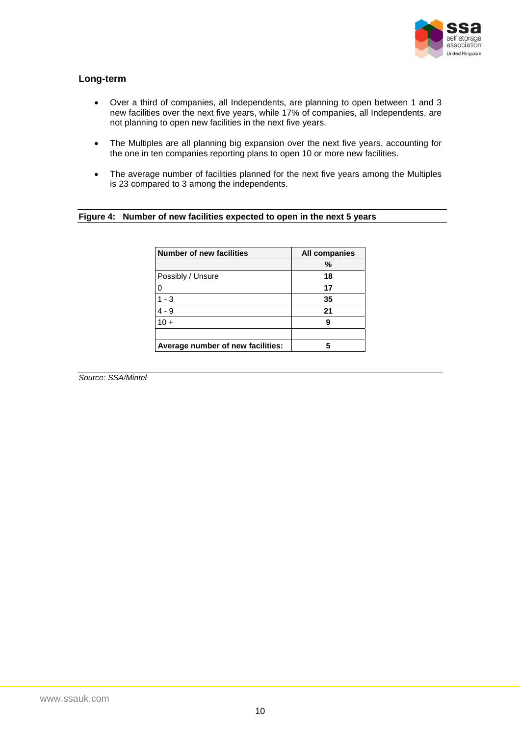### Long-term

- Over a third of companies, all Independents, are planning to open between 1 and 3 new facilities over the next five years, while 17% of companies, all Independents, are not planning to open new facilities in the next five years.

- The Multiples are all planning big expansion over the next five years, accounting for the one in ten companies reporting plans to open 10 or more new facilities.

- The average number of facilities planned for the next five years among the Multiples is 23 compared to 3 among the independents.

**Figure 4: Number of new facilities expected to open in the next 5 years**

| Number of new facilities | All companies |
|---|---|
| | **%** |
| Possibly / Unsure | **18** |
| 0 | **17** |
| 1 - 3 | **35** |
| 4 - 9 | **21** |
| 10 + | **9** |
| | |
| **Average number of new facilities:** | **5** |

*Source: SSA/Mintel*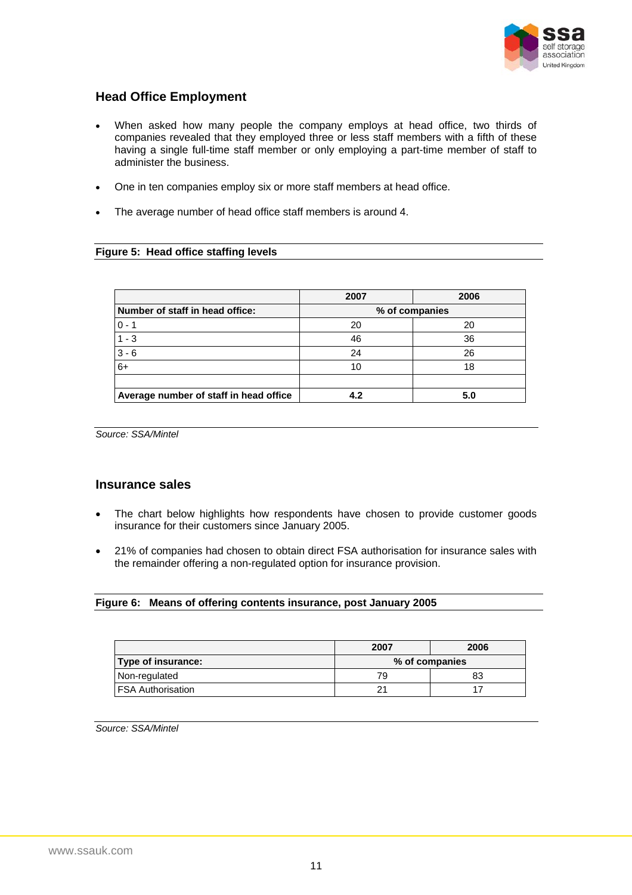## Head Office Employment

- When asked how many people the company employs at head office, two thirds of companies revealed that they employed three or less staff members with a fifth of these having a single full-time staff member or only employing a part-time member of staff to administer the business.
- One in ten companies employ six or more staff members at head office.
- The average number of head office staff members is around 4.

**Figure 5: Head office staffing levels**

| | 2007 | 2006 |
|---|---|---|
| **Number of staff in head office:** | **% of companies** | |
| 0 - 1 | 20 | 20 |
| 1 - 3 | 46 | 36 |
| 3 - 6 | 24 | 26 |
| 6+ | 10 | 18 |
| | | |
| **Average number of staff in head office** | **4.2** | **5.0** |

*Source: SSA/Mintel*

## Insurance sales

- The chart below highlights how respondents have chosen to provide customer goods insurance for their customers since January 2005.
- 21% of companies had chosen to obtain direct FSA authorisation for insurance sales with the remainder offering a non-regulated option for insurance provision.

**Figure 6: Means of offering contents insurance, post January 2005**

| | 2007 | 2006 |
|---|---|---|
| **Type of insurance:** | **% of companies** | |
| Non-regulated | 79 | 83 |
| FSA Authorisation | 21 | 17 |

*Source: SSA/Mintel*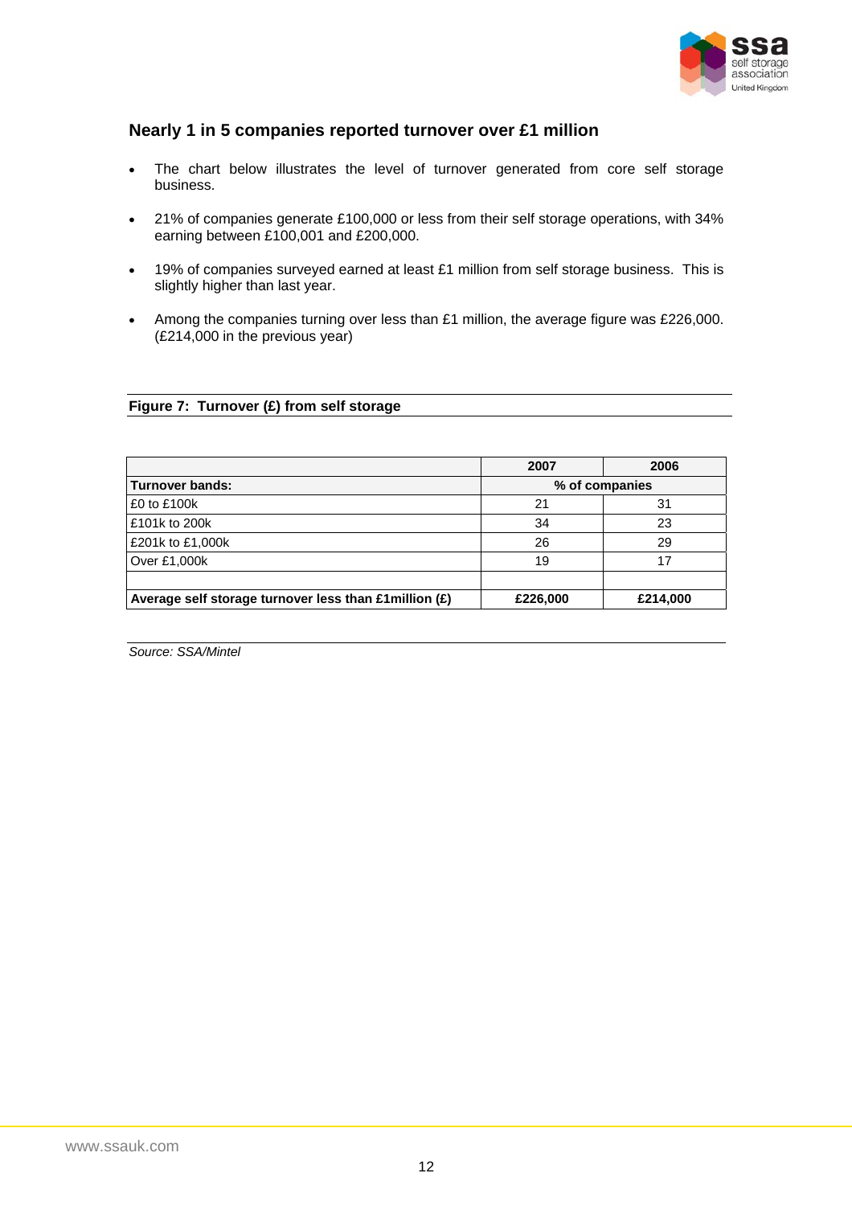## Nearly 1 in 5 companies reported turnover over £1 million

- The chart below illustrates the level of turnover generated from core self storage business.
- 21% of companies generate £100,000 or less from their self storage operations, with 34% earning between £100,001 and £200,000.
- 19% of companies surveyed earned at least £1 million from self storage business. This is slightly higher than last year.
- Among the companies turning over less than £1 million, the average figure was £226,000. (£214,000 in the previous year)

**Figure 7: Turnover (£) from self storage**

| | 2007 | 2006 |
|---|---|---|
| **Turnover bands:** | **% of companies** | |
| £0 to £100k | 21 | 31 |
| £101k to 200k | 34 | 23 |
| £201k to £1,000k | 26 | 29 |
| Over £1,000k | 19 | 17 |
| | | |
| **Average self storage turnover less than £1million (£)** | **£226,000** | **£214,000** |

*Source: SSA/Mintel*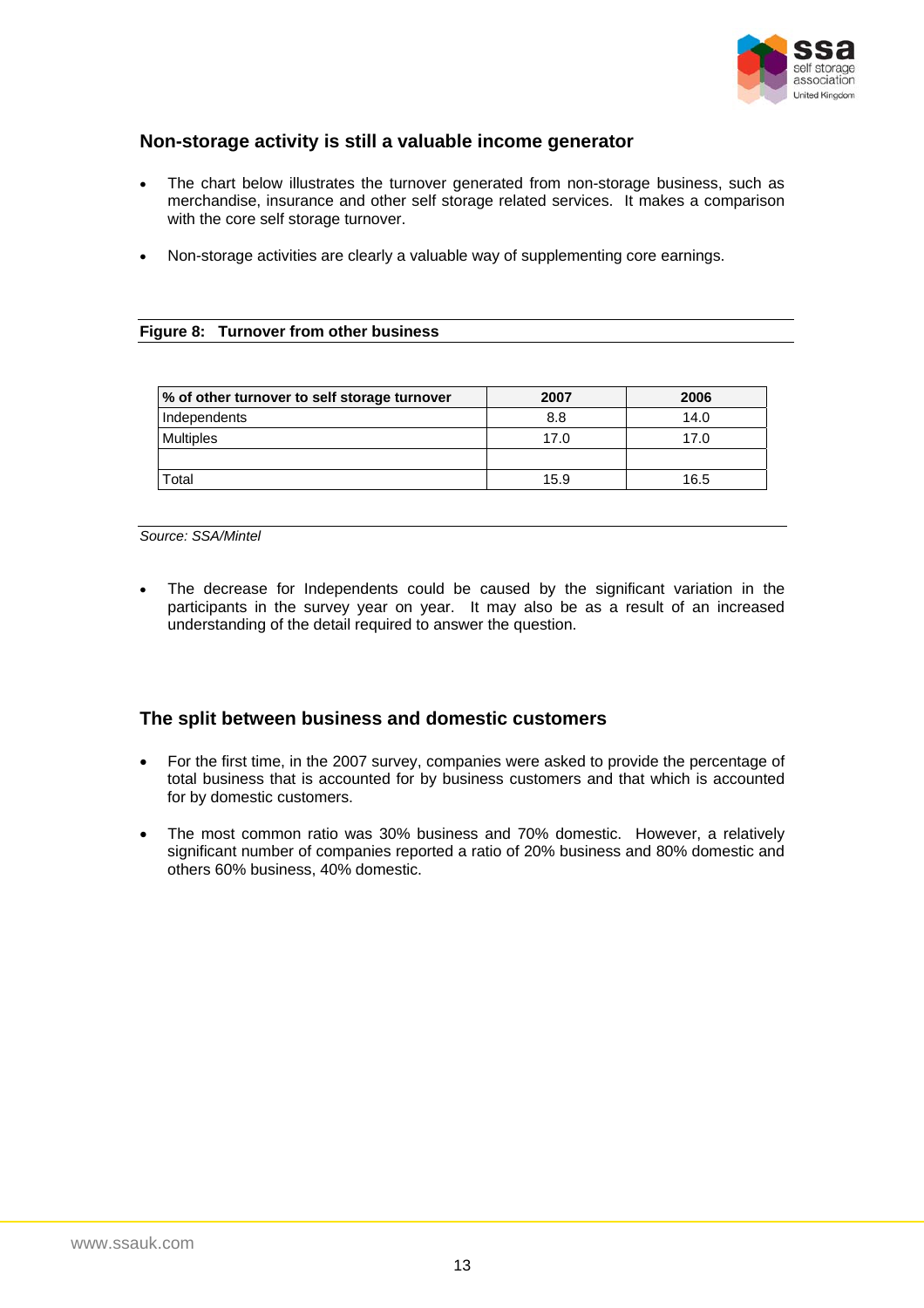## Non-storage activity is still a valuable income generator

- The chart below illustrates the turnover generated from non-storage business, such as merchandise, insurance and other self storage related services. It makes a comparison with the core self storage turnover.
- Non-storage activities are clearly a valuable way of supplementing core earnings.

**Figure 8: Turnover from other business**

| % of other turnover to self storage turnover | 2007 | 2006 |
|---|---|---|
| Independents | 8.8 | 14.0 |
| Multiples | 17.0 | 17.0 |
| | | |
| Total | 15.9 | 16.5 |

*Source: SSA/Mintel*

- The decrease for Independents could be caused by the significant variation in the participants in the survey year on year. It may also be as a result of an increased understanding of the detail required to answer the question.

## The split between business and domestic customers

- For the first time, in the 2007 survey, companies were asked to provide the percentage of total business that is accounted for by business customers and that which is accounted for by domestic customers.
- The most common ratio was 30% business and 70% domestic. However, a relatively significant number of companies reported a ratio of 20% business and 80% domestic and others 60% business, 40% domestic.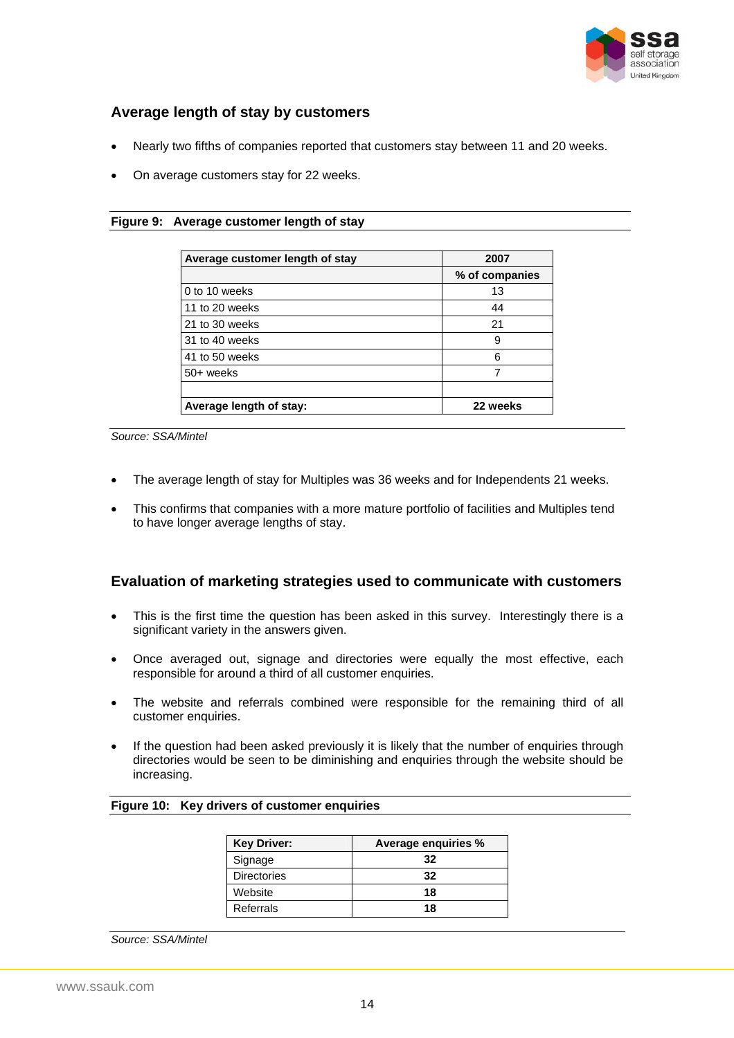## Average length of stay by customers

- Nearly two fifths of companies reported that customers stay between 11 and 20 weeks.
- On average customers stay for 22 weeks.

**Figure 9: Average customer length of stay**

| Average customer length of stay | 2007 |
|---|---|
| | % of companies |
| 0 to 10 weeks | 13 |
| 11 to 20 weeks | 44 |
| 21 to 30 weeks | 21 |
| 31 to 40 weeks | 9 |
| 41 to 50 weeks | 6 |
| 50+ weeks | 7 |
| | |
| **Average length of stay:** | **22 weeks** |

*Source: SSA/Mintel*

- The average length of stay for Multiples was 36 weeks and for Independents 21 weeks.
- This confirms that companies with a more mature portfolio of facilities and Multiples tend to have longer average lengths of stay.

## Evaluation of marketing strategies used to communicate with customers

- This is the first time the question has been asked in this survey. Interestingly there is a significant variety in the answers given.
- Once averaged out, signage and directories were equally the most effective, each responsible for around a third of all customer enquiries.
- The website and referrals combined were responsible for the remaining third of all customer enquiries.
- If the question had been asked previously it is likely that the number of enquiries through directories would be seen to be diminishing and enquiries through the website should be increasing.

**Figure 10: Key drivers of customer enquiries**

| Key Driver: | Average enquiries % |
|---|---|
| Signage | **32** |
| Directories | **32** |
| Website | **18** |
| Referrals | **18** |

*Source: SSA/Mintel*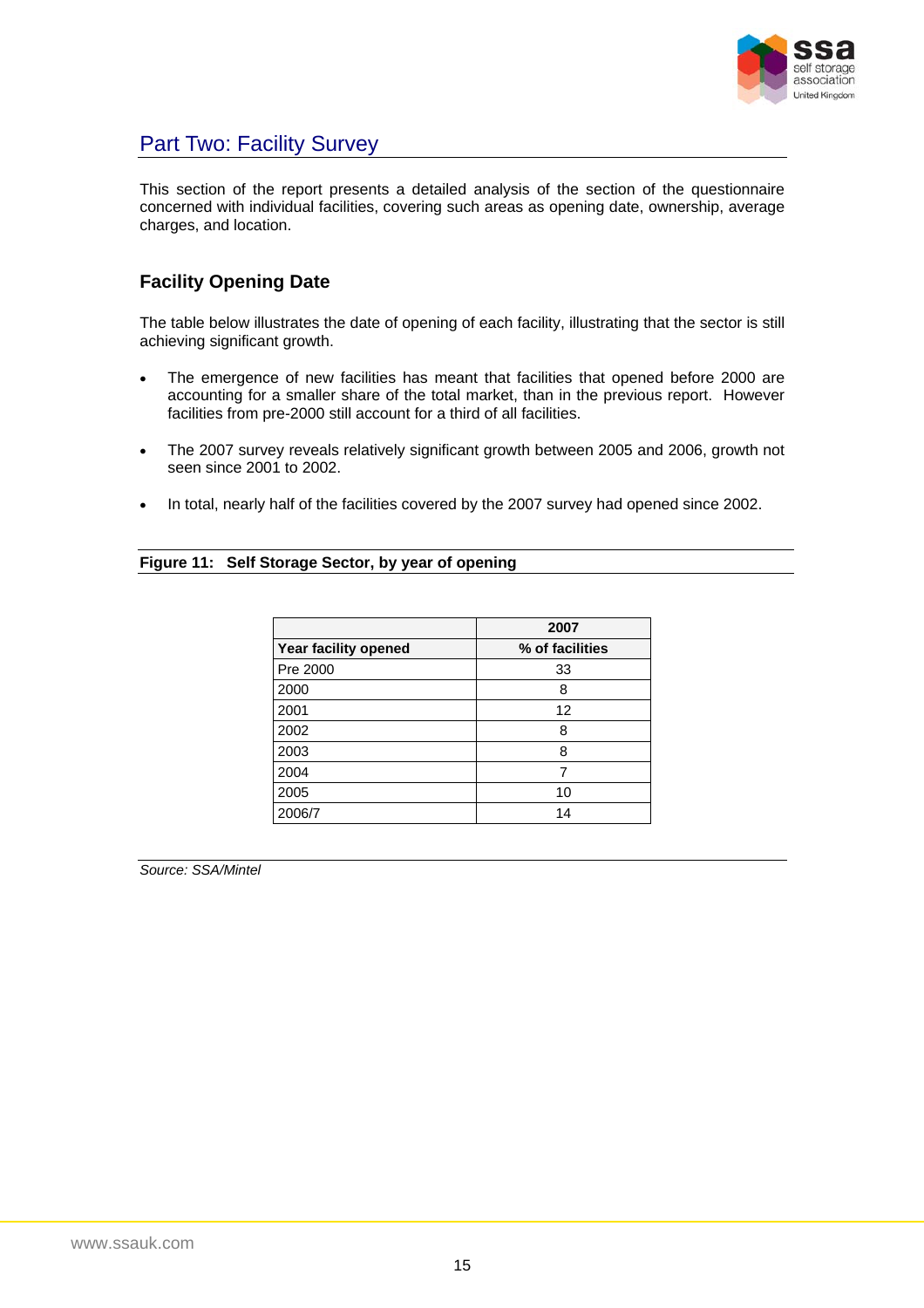## Part Two: Facility Survey

This section of the report presents a detailed analysis of the section of the questionnaire concerned with individual facilities, covering such areas as opening date, ownership, average charges, and location.

### Facility Opening Date

The table below illustrates the date of opening of each facility, illustrating that the sector is still achieving significant growth.

- The emergence of new facilities has meant that facilities that opened before 2000 are accounting for a smaller share of the total market, than in the previous report. However facilities from pre-2000 still account for a third of all facilities.

- The 2007 survey reveals relatively significant growth between 2005 and 2006, growth not seen since 2001 to 2002.

- In total, nearly half of the facilities covered by the 2007 survey had opened since 2002.

**Figure 11: Self Storage Sector, by year of opening**

| | 2007 |
|---|---|
| **Year facility opened** | **% of facilities** |
| Pre 2000 | 33 |
| 2000 | 8 |
| 2001 | 12 |
| 2002 | 8 |
| 2003 | 8 |
| 2004 | 7 |
| 2005 | 10 |
| 2006/7 | 14 |

*Source: SSA/Mintel*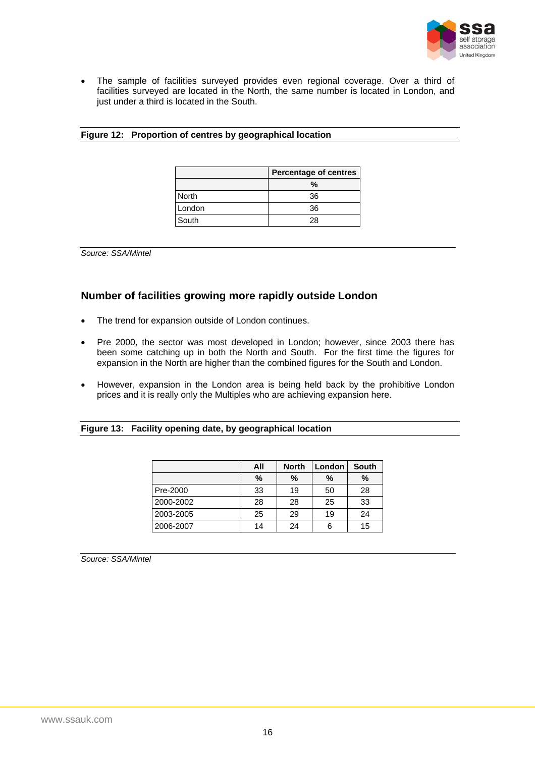- The sample of facilities surveyed provides even regional coverage. Over a third of facilities surveyed are located in the North, the same number is located in London, and just under a third is located in the South.

**Figure 12: Proportion of centres by geographical location**

| | Percentage of centres |
|---|---|
| | % |
| North | 36 |
| London | 36 |
| South | 28 |

*Source: SSA/Mintel*

## Number of facilities growing more rapidly outside London

- The trend for expansion outside of London continues.
- Pre 2000, the sector was most developed in London; however, since 2003 there has been some catching up in both the North and South. For the first time the figures for expansion in the North are higher than the combined figures for the South and London.
- However, expansion in the London area is being held back by the prohibitive London prices and it is really only the Multiples who are achieving expansion here.

**Figure 13: Facility opening date, by geographical location**

| | All | North | London | South |
|---|---|---|---|---|
| | % | % | % | % |
| Pre-2000 | 33 | 19 | 50 | 28 |
| 2000-2002 | 28 | 28 | 25 | 33 |
| 2003-2005 | 25 | 29 | 19 | 24 |
| 2006-2007 | 14 | 24 | 6 | 15 |

*Source: SSA/Mintel*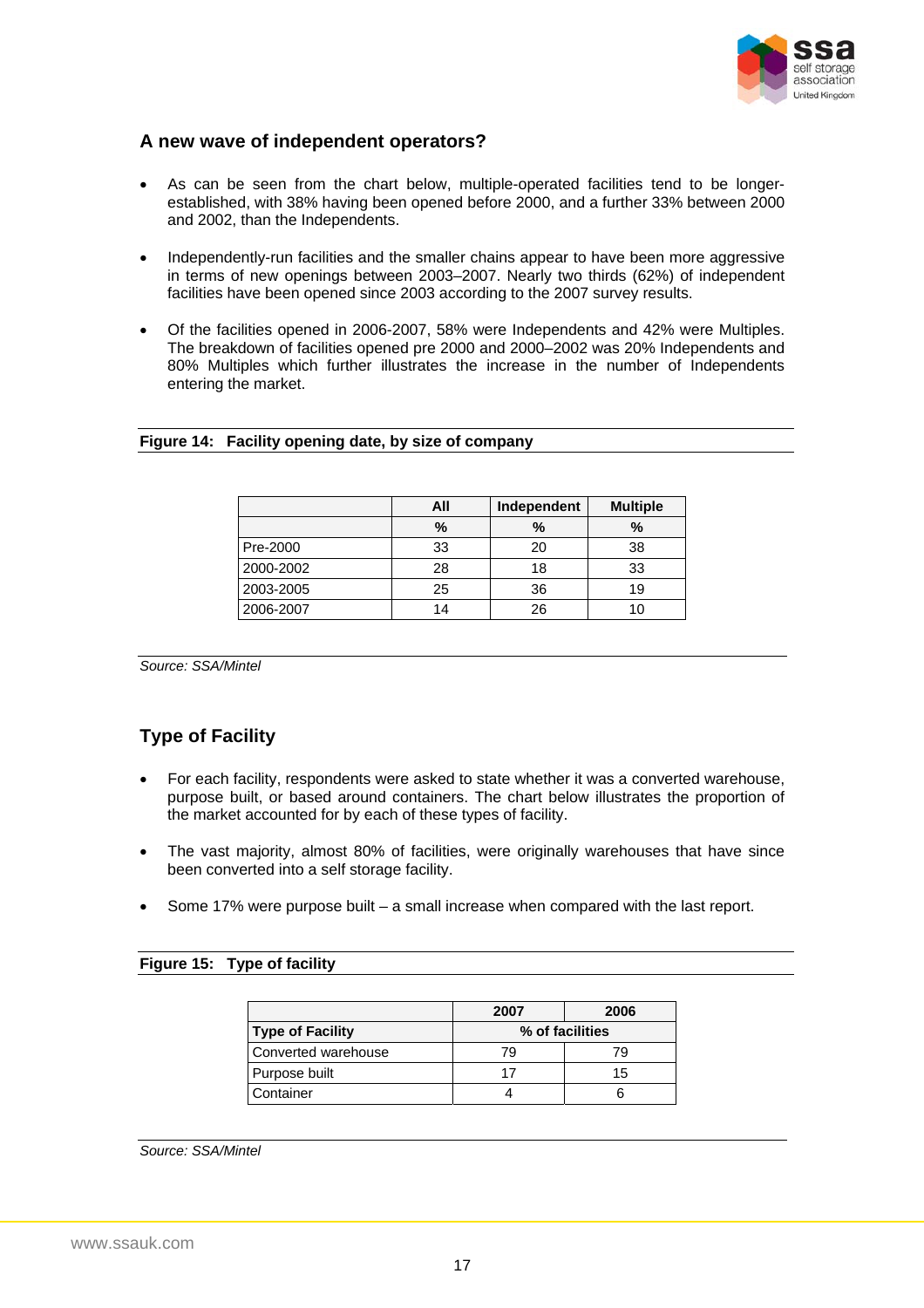## A new wave of independent operators?

- As can be seen from the chart below, multiple-operated facilities tend to be longer-established, with 38% having been opened before 2000, and a further 33% between 2000 and 2002, than the Independents.
- Independently-run facilities and the smaller chains appear to have been more aggressive in terms of new openings between 2003–2007. Nearly two thirds (62%) of independent facilities have been opened since 2003 according to the 2007 survey results.
- Of the facilities opened in 2006-2007, 58% were Independents and 42% were Multiples. The breakdown of facilities opened pre 2000 and 2000–2002 was 20% Independents and 80% Multiples which further illustrates the increase in the number of Independents entering the market.

**Figure 14: Facility opening date, by size of company**

| | All | Independent | Multiple |
|---|---|---|---|
| | % | % | % |
| Pre-2000 | 33 | 20 | 38 |
| 2000-2002 | 28 | 18 | 33 |
| 2003-2005 | 25 | 36 | 19 |
| 2006-2007 | 14 | 26 | 10 |

*Source: SSA/Mintel*

## Type of Facility

- For each facility, respondents were asked to state whether it was a converted warehouse, purpose built, or based around containers. The chart below illustrates the proportion of the market accounted for by each of these types of facility.
- The vast majority, almost 80% of facilities, were originally warehouses that have since been converted into a self storage facility.
- Some 17% were purpose built – a small increase when compared with the last report.

**Figure 15: Type of facility**

| | 2007 | 2006 |
|---|---|---|
| **Type of Facility** | **% of facilities** | |
| Converted warehouse | 79 | 79 |
| Purpose built | 17 | 15 |
| Container | 4 | 6 |

*Source: SSA/Mintel*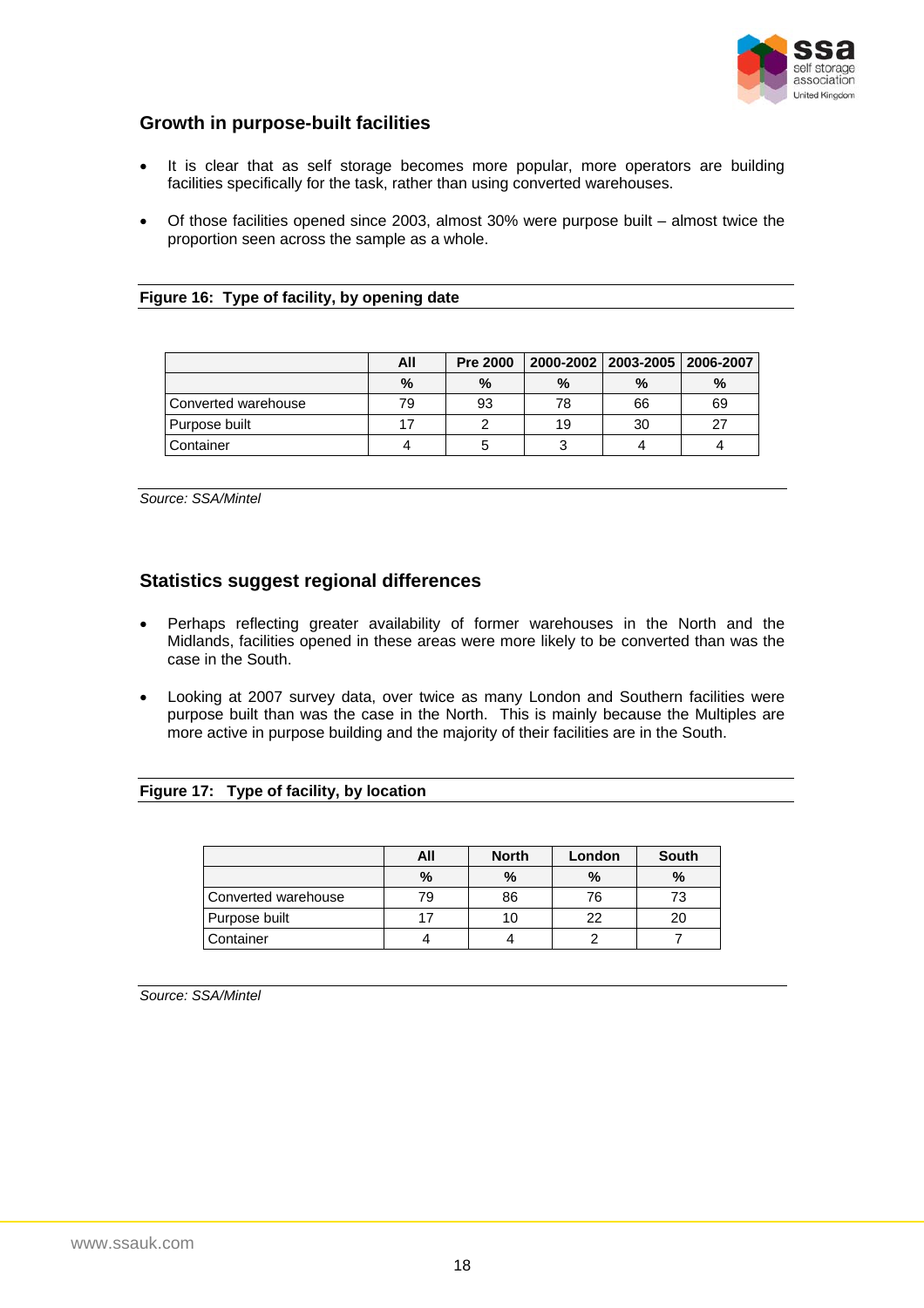## Growth in purpose-built facilities

- It is clear that as self storage becomes more popular, more operators are building facilities specifically for the task, rather than using converted warehouses.
- Of those facilities opened since 2003, almost 30% were purpose built – almost twice the proportion seen across the sample as a whole.

**Figure 16: Type of facility, by opening date**

| | All | Pre 2000 | 2000-2002 | 2003-2005 | 2006-2007 |
|---|---|---|---|---|---|
| | % | % | % | % | % |
| Converted warehouse | 79 | 93 | 78 | 66 | 69 |
| Purpose built | 17 | 2 | 19 | 30 | 27 |
| Container | 4 | 5 | 3 | 4 | 4 |

*Source: SSA/Mintel*

## Statistics suggest regional differences

- Perhaps reflecting greater availability of former warehouses in the North and the Midlands, facilities opened in these areas were more likely to be converted than was the case in the South.
- Looking at 2007 survey data, over twice as many London and Southern facilities were purpose built than was the case in the North. This is mainly because the Multiples are more active in purpose building and the majority of their facilities are in the South.

**Figure 17: Type of facility, by location**

| | All | North | London | South |
|---|---|---|---|---|
| | % | % | % | % |
| Converted warehouse | 79 | 86 | 76 | 73 |
| Purpose built | 17 | 10 | 22 | 20 |
| Container | 4 | 4 | 2 | 7 |

*Source: SSA/Mintel*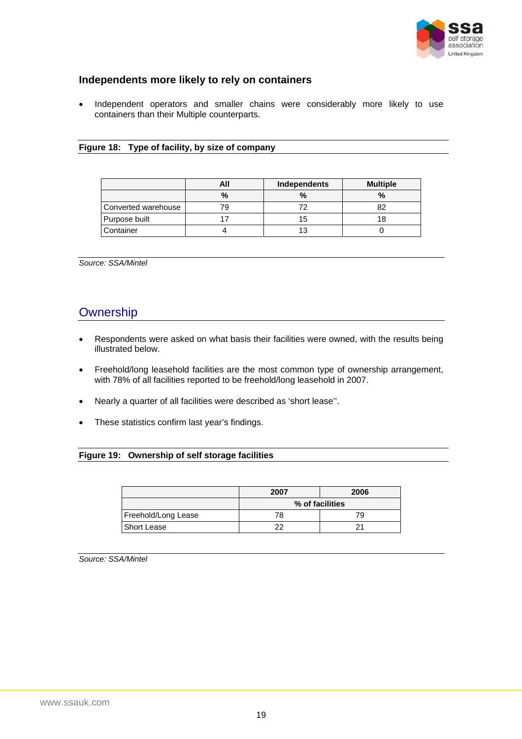### Independents more likely to rely on containers

- Independent operators and smaller chains were considerably more likely to use containers than their Multiple counterparts.

**Figure 18: Type of facility, by size of company**

| | All | Independents | Multiple |
|---|---|---|---|
| | % | % | % |
| Converted warehouse | 79 | 72 | 82 |
| Purpose built | 17 | 15 | 18 |
| Container | 4 | 13 | 0 |

*Source: SSA/Mintel*

## Ownership

- Respondents were asked on what basis their facilities were owned, with the results being illustrated below.
- Freehold/long leasehold facilities are the most common type of ownership arrangement, with 78% of all facilities reported to be freehold/long leasehold in 2007.
- Nearly a quarter of all facilities were described as 'short lease''.
- These statistics confirm last year's findings.

**Figure 19: Ownership of self storage facilities**

| | 2007 | 2006 |
|---|---|---|
| | % of facilities | |
| Freehold/Long Lease | 78 | 79 |
| Short Lease | 22 | 21 |

*Source: SSA/Mintel*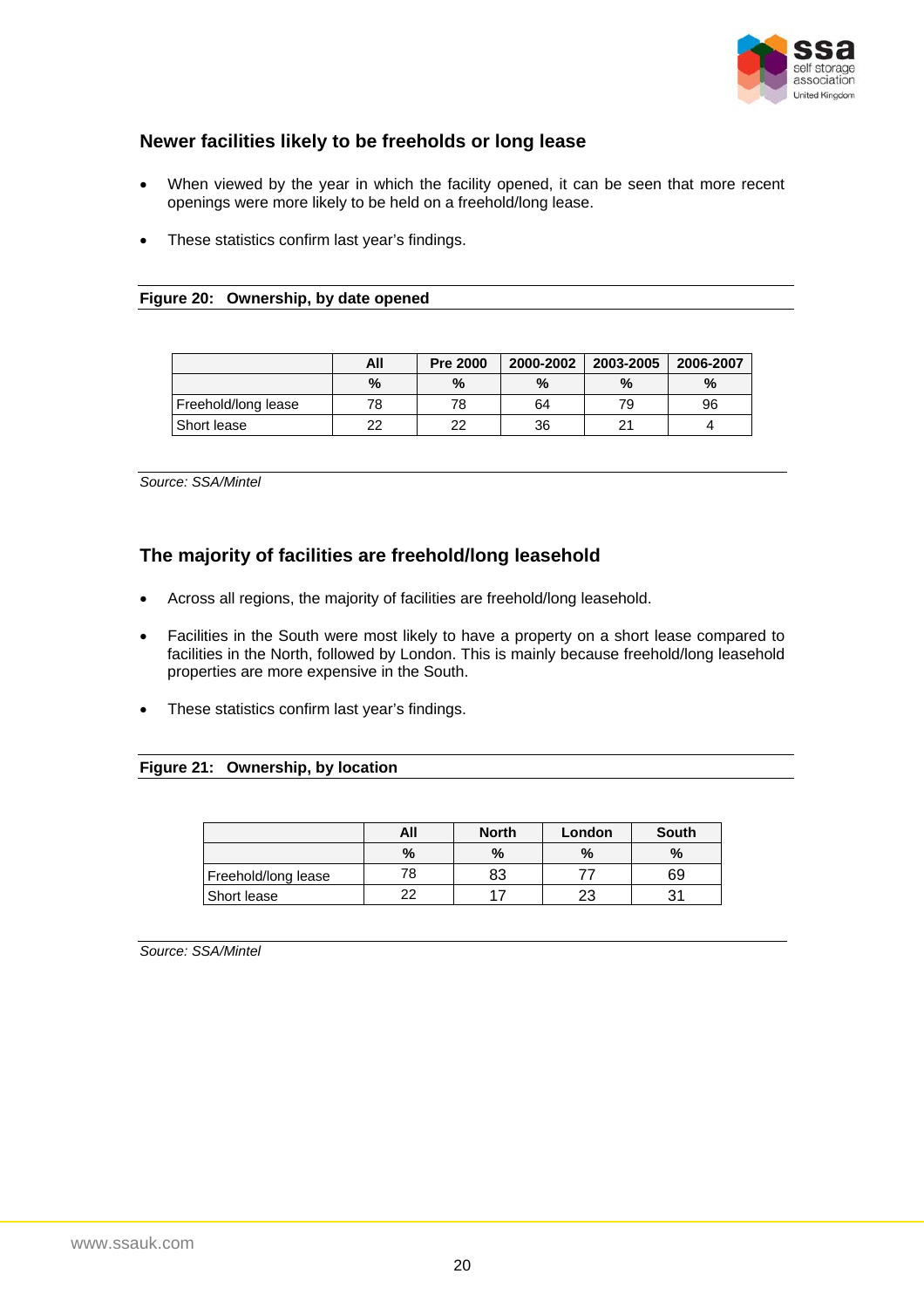## Newer facilities likely to be freeholds or long lease

- When viewed by the year in which the facility opened, it can be seen that more recent openings were more likely to be held on a freehold/long lease.
- These statistics confirm last year's findings.

**Figure 20: Ownership, by date opened**

| | All | Pre 2000 | 2000-2002 | 2003-2005 | 2006-2007 |
|---|---|---|---|---|---|
| | % | % | % | % | % |
| Freehold/long lease | 78 | 78 | 64 | 79 | 96 |
| Short lease | 22 | 22 | 36 | 21 | 4 |

*Source: SSA/Mintel*

## The majority of facilities are freehold/long leasehold

- Across all regions, the majority of facilities are freehold/long leasehold.
- Facilities in the South were most likely to have a property on a short lease compared to facilities in the North, followed by London. This is mainly because freehold/long leasehold properties are more expensive in the South.
- These statistics confirm last year's findings.

**Figure 21: Ownership, by location**

| | All | North | London | South |
|---|---|---|---|---|
| | % | % | % | % |
| Freehold/long lease | 78 | 83 | 77 | 69 |
| Short lease | 22 | 17 | 23 | 31 |

*Source: SSA/Mintel*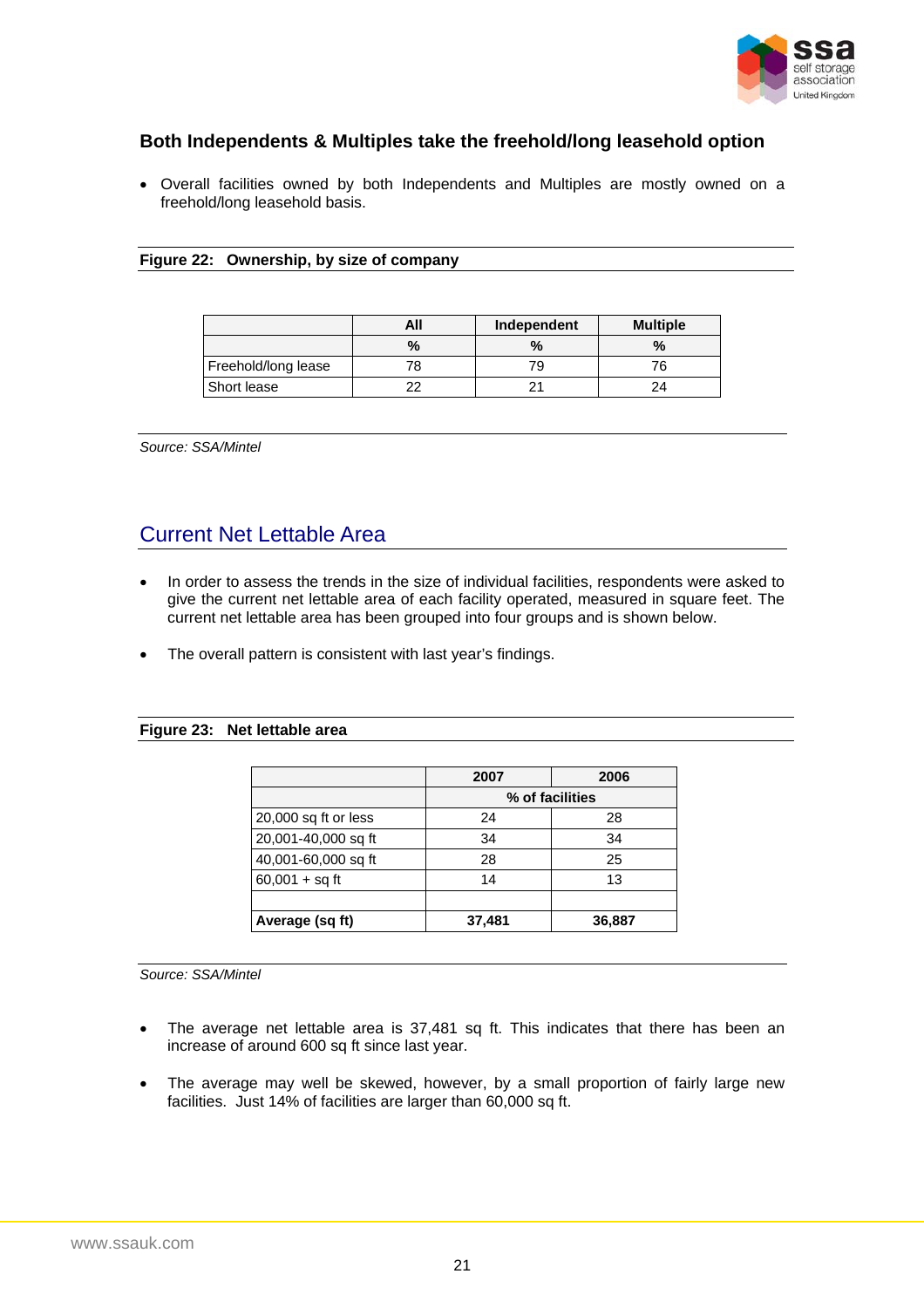### Both Independents & Multiples take the freehold/long leasehold option

- Overall facilities owned by both Independents and Multiples are mostly owned on a freehold/long leasehold basis.

**Figure 22: Ownership, by size of company**

| | All | Independent | Multiple |
|---|---|---|---|
| | % | % | % |
| Freehold/long lease | 78 | 79 | 76 |
| Short lease | 22 | 21 | 24 |

*Source: SSA/Mintel*

## Current Net Lettable Area

- In order to assess the trends in the size of individual facilities, respondents were asked to give the current net lettable area of each facility operated, measured in square feet. The current net lettable area has been grouped into four groups and is shown below.
- The overall pattern is consistent with last year's findings.

**Figure 23: Net lettable area**

| | 2007 | 2006 |
|---|---|---|
| | % of facilities | |
| 20,000 sq ft or less | 24 | 28 |
| 20,001-40,000 sq ft | 34 | 34 |
| 40,001-60,000 sq ft | 28 | 25 |
| 60,001 + sq ft | 14 | 13 |
| | | |
| **Average (sq ft)** | **37,481** | **36,887** |

*Source: SSA/Mintel*

- The average net lettable area is 37,481 sq ft. This indicates that there has been an increase of around 600 sq ft since last year.
- The average may well be skewed, however, by a small proportion of fairly large new facilities. Just 14% of facilities are larger than 60,000 sq ft.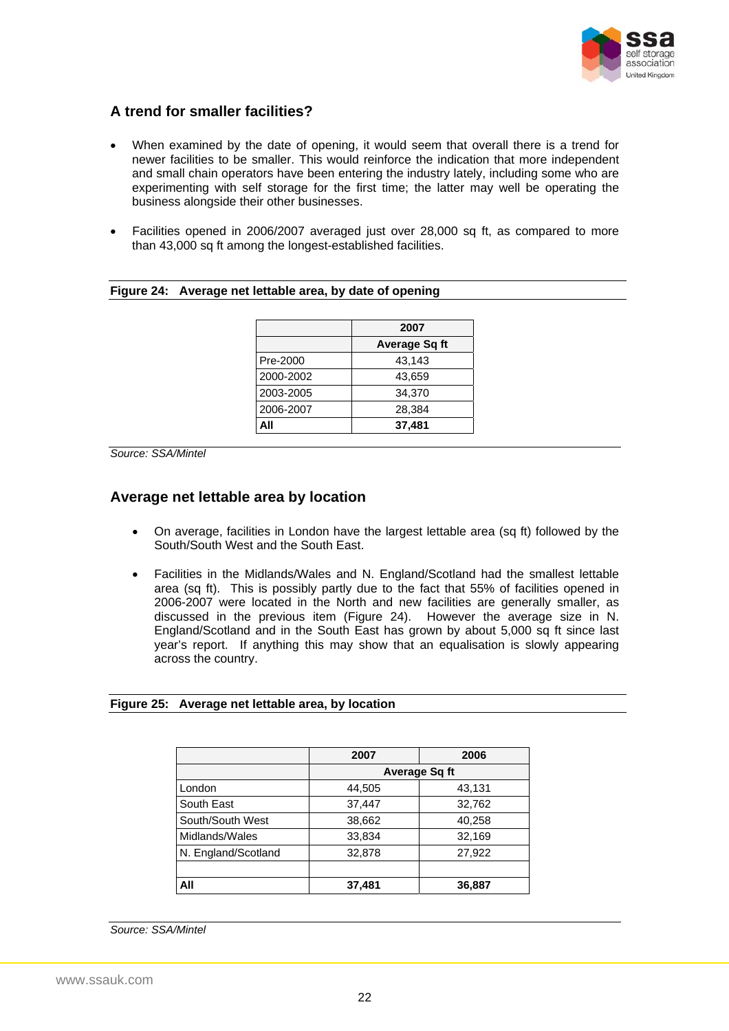## A trend for smaller facilities?

- When examined by the date of opening, it would seem that overall there is a trend for newer facilities to be smaller. This would reinforce the indication that more independent and small chain operators have been entering the industry lately, including some who are experimenting with self storage for the first time; the latter may well be operating the business alongside their other businesses.
- Facilities opened in 2006/2007 averaged just over 28,000 sq ft, as compared to more than 43,000 sq ft among the longest-established facilities.

**Figure 24: Average net lettable area, by date of opening**

| | 2007 |
|---|---|
| | Average Sq ft |
| Pre-2000 | 43,143 |
| 2000-2002 | 43,659 |
| 2003-2005 | 34,370 |
| 2006-2007 | 28,384 |
| **All** | **37,481** |

*Source: SSA/Mintel*

## Average net lettable area by location

- On average, facilities in London have the largest lettable area (sq ft) followed by the South/South West and the South East.
- Facilities in the Midlands/Wales and N. England/Scotland had the smallest lettable area (sq ft). This is possibly partly due to the fact that 55% of facilities opened in 2006-2007 were located in the North and new facilities are generally smaller, as discussed in the previous item (Figure 24). However the average size in N. England/Scotland and in the South East has grown by about 5,000 sq ft since last year's report. If anything this may show that an equalisation is slowly appearing across the country.

**Figure 25: Average net lettable area, by location**

| | 2007 | 2006 |
|---|---|---|
| | Average Sq ft | |
| London | 44,505 | 43,131 |
| South East | 37,447 | 32,762 |
| South/South West | 38,662 | 40,258 |
| Midlands/Wales | 33,834 | 32,169 |
| N. England/Scotland | 32,878 | 27,922 |
| | | |
| **All** | **37,481** | **36,887** |

*Source: SSA/Mintel*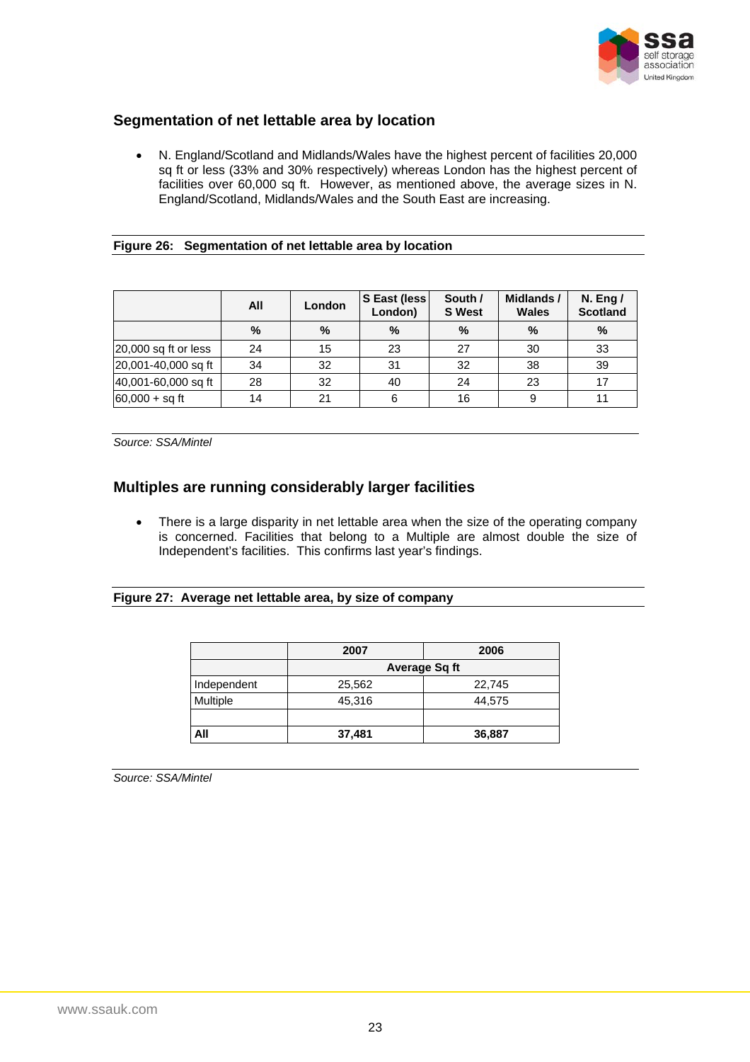## Segmentation of net lettable area by location

- N. England/Scotland and Midlands/Wales have the highest percent of facilities 20,000 sq ft or less (33% and 30% respectively) whereas London has the highest percent of facilities over 60,000 sq ft. However, as mentioned above, the average sizes in N. England/Scotland, Midlands/Wales and the South East are increasing.

**Figure 26: Segmentation of net lettable area by location**

| | All | London | S East (less London) | South / S West | Midlands / Wales | N. Eng / Scotland |
|---|---|---|---|---|---|---|
| | % | % | % | % | % | % |
| 20,000 sq ft or less | 24 | 15 | 23 | 27 | 30 | 33 |
| 20,001-40,000 sq ft | 34 | 32 | 31 | 32 | 38 | 39 |
| 40,001-60,000 sq ft | 28 | 32 | 40 | 24 | 23 | 17 |
| 60,000 + sq ft | 14 | 21 | 6 | 16 | 9 | 11 |

*Source: SSA/Mintel*

## Multiples are running considerably larger facilities

- There is a large disparity in net lettable area when the size of the operating company is concerned. Facilities that belong to a Multiple are almost double the size of Independent's facilities. This confirms last year's findings.

**Figure 27: Average net lettable area, by size of company**

| | 2007 | 2006 |
|---|---|---|
| | Average Sq ft | |
| Independent | 25,562 | 22,745 |
| Multiple | 45,316 | 44,575 |
| | | |
| **All** | **37,481** | **36,887** |

*Source: SSA/Mintel*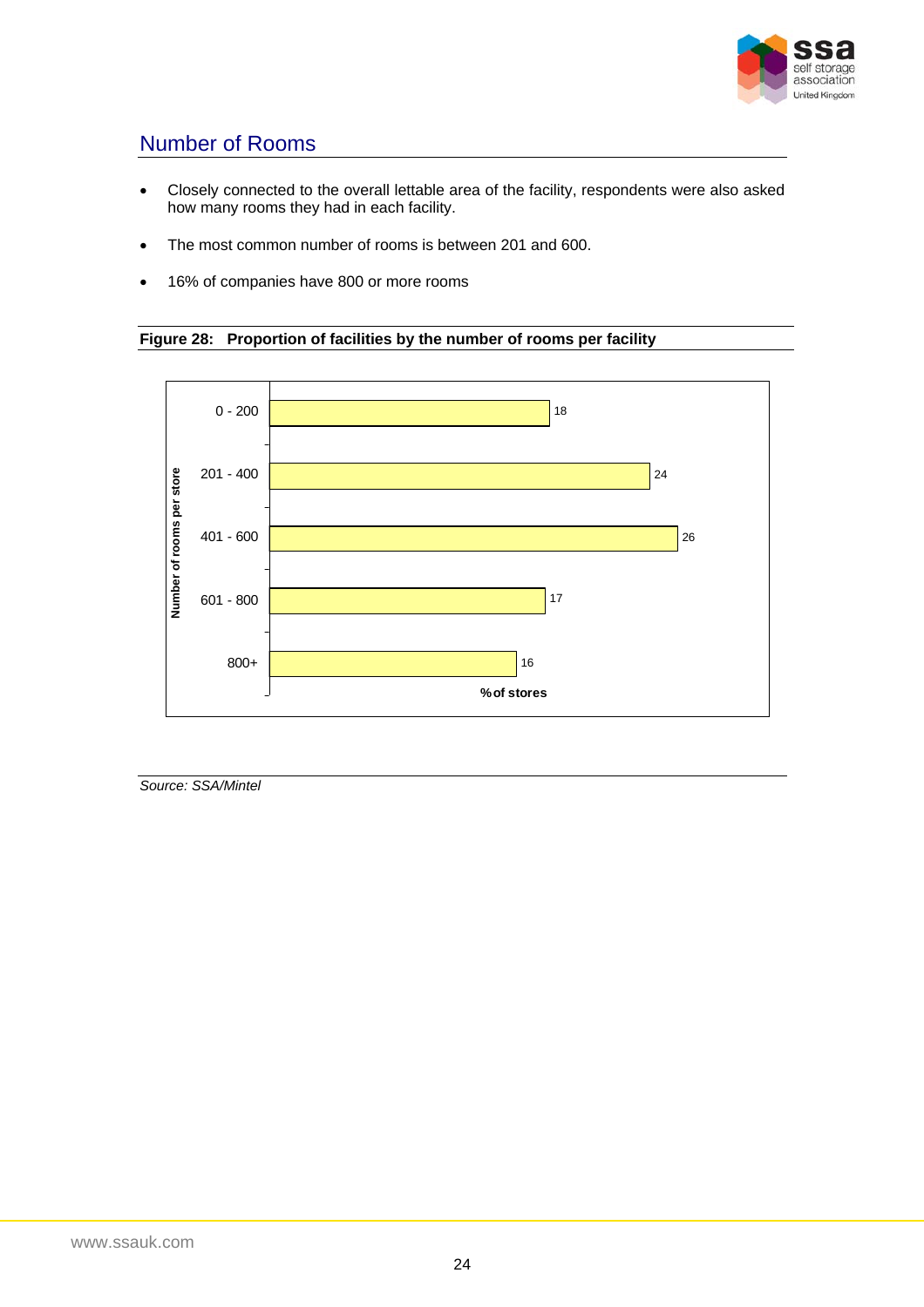## Number of Rooms

- Closely connected to the overall lettable area of the facility, respondents were also asked how many rooms they had in each facility.
- The most common number of rooms is between 201 and 600.
- 16% of companies have 800 or more rooms

**Figure 28: Proportion of facilities by the number of rooms per facility**

| Number of rooms per store | % of stores |
|---|---|
| 0 - 200 | 18 |
| 201 - 400 | 24 |
| 401 - 600 | 26 |
| 601 - 800 | 17 |
| 800+ | 16 |

*Source: SSA/Mintel*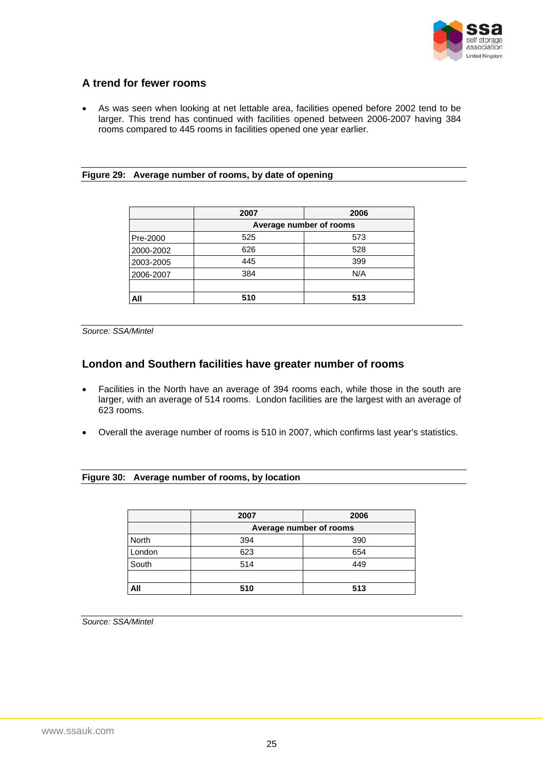## A trend for fewer rooms

- As was seen when looking at net lettable area, facilities opened before 2002 tend to be larger. This trend has continued with facilities opened between 2006-2007 having 384 rooms compared to 445 rooms in facilities opened one year earlier.

**Figure 29: Average number of rooms, by date of opening**

| | 2007 | 2006 |
|---|---|---|
| | Average number of rooms | |
| Pre-2000 | 525 | 573 |
| 2000-2002 | 626 | 528 |
| 2003-2005 | 445 | 399 |
| 2006-2007 | 384 | N/A |
| | | |
| **All** | **510** | **513** |

*Source: SSA/Mintel*

## London and Southern facilities have greater number of rooms

- Facilities in the North have an average of 394 rooms each, while those in the south are larger, with an average of 514 rooms. London facilities are the largest with an average of 623 rooms.
- Overall the average number of rooms is 510 in 2007, which confirms last year's statistics.

**Figure 30: Average number of rooms, by location**

| | 2007 | 2006 |
|---|---|---|
| | Average number of rooms | |
| North | 394 | 390 |
| London | 623 | 654 |
| South | 514 | 449 |
| | | |
| **All** | **510** | **513** |

*Source: SSA/Mintel*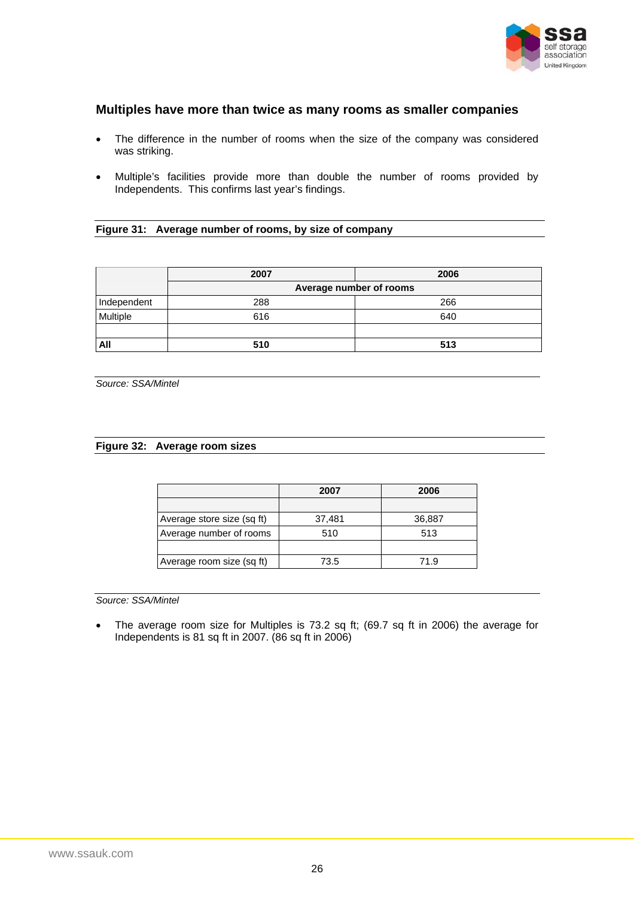## Multiples have more than twice as many rooms as smaller companies

- The difference in the number of rooms when the size of the company was considered was striking.
- Multiple's facilities provide more than double the number of rooms provided by Independents. This confirms last year's findings.

**Figure 31: Average number of rooms, by size of company**

| | 2007 | 2006 |
|---|---|---|
| | **Average number of rooms** | |
| Independent | 288 | 266 |
| Multiple | 616 | 640 |
| | | |
| **All** | **510** | **513** |

*Source: SSA/Mintel*

**Figure 32: Average room sizes**

| | 2007 | 2006 |
|---|---|---|
| | | |
| Average store size (sq ft) | 37,481 | 36,887 |
| Average number of rooms | 510 | 513 |
| | | |
| Average room size (sq ft) | 73.5 | 71.9 |

*Source: SSA/Mintel*

- The average room size for Multiples is 73.2 sq ft; (69.7 sq ft in 2006) the average for Independents is 81 sq ft in 2007. (86 sq ft in 2006)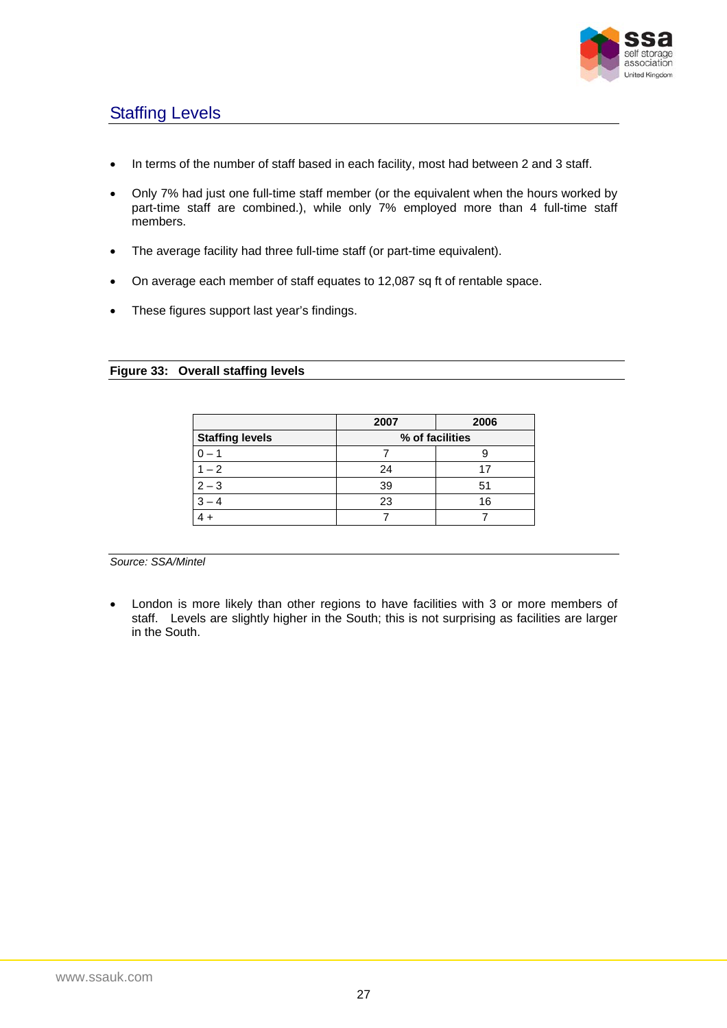## Staffing Levels

- In terms of the number of staff based in each facility, most had between 2 and 3 staff.
- Only 7% had just one full-time staff member (or the equivalent when the hours worked by part-time staff are combined.), while only 7% employed more than 4 full-time staff members.
- The average facility had three full-time staff (or part-time equivalent).
- On average each member of staff equates to 12,087 sq ft of rentable space.
- These figures support last year's findings.

**Figure 33: Overall staffing levels**

| | 2007 | 2006 |
|---|---|---|
| **Staffing levels** | **% of facilities** | |
| 0 – 1 | 7 | 9 |
| 1 – 2 | 24 | 17 |
| 2 – 3 | 39 | 51 |
| 3 – 4 | 23 | 16 |
| 4 + | 7 | 7 |

*Source: SSA/Mintel*

- London is more likely than other regions to have facilities with 3 or more members of staff. Levels are slightly higher in the South; this is not surprising as facilities are larger in the South.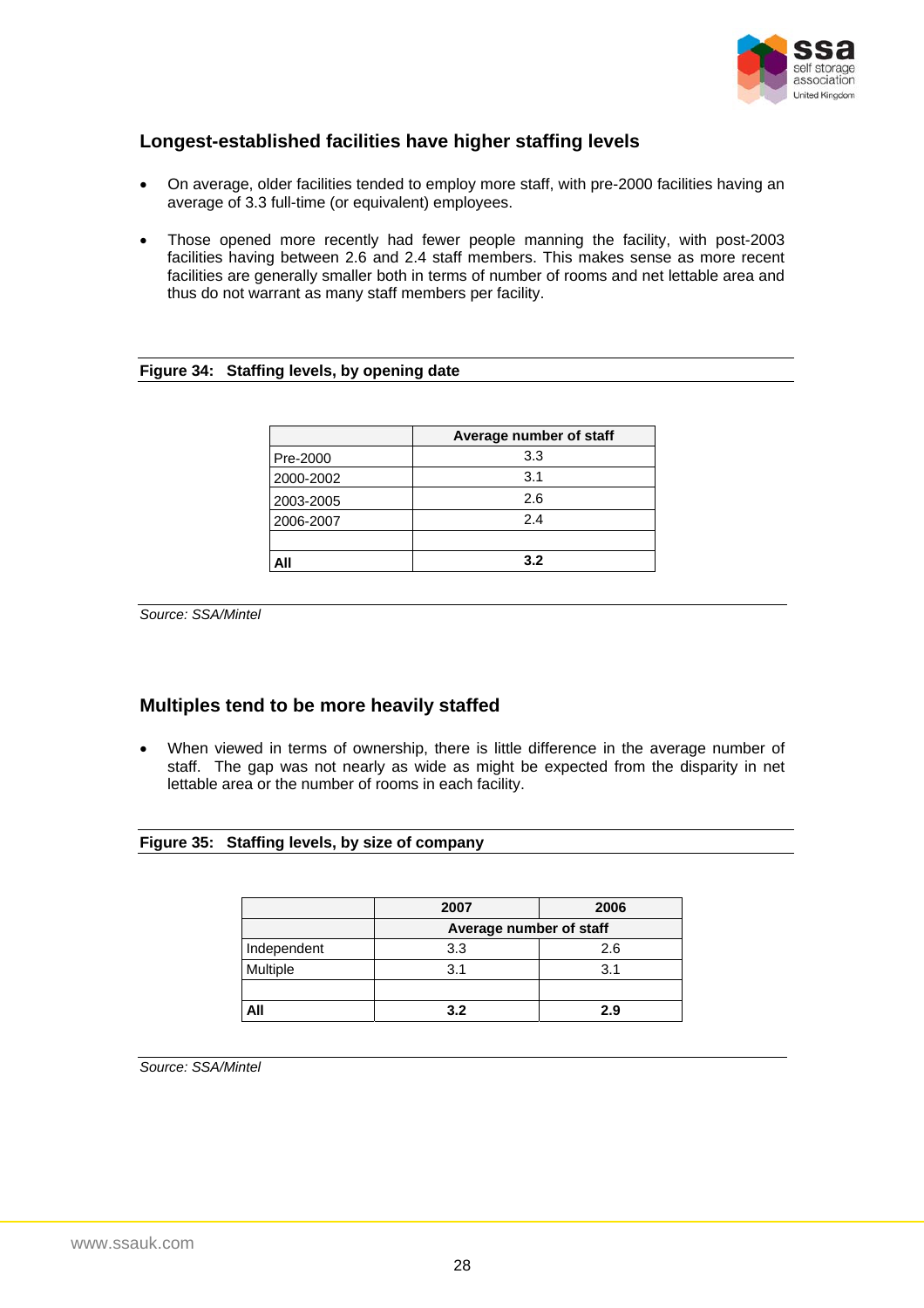## Longest-established facilities have higher staffing levels

- On average, older facilities tended to employ more staff, with pre-2000 facilities having an average of 3.3 full-time (or equivalent) employees.
- Those opened more recently had fewer people manning the facility, with post-2003 facilities having between 2.6 and 2.4 staff members. This makes sense as more recent facilities are generally smaller both in terms of number of rooms and net lettable area and thus do not warrant as many staff members per facility.

**Figure 34: Staffing levels, by opening date**

| | Average number of staff |
|---|---|
| Pre-2000 | 3.3 |
| 2000-2002 | 3.1 |
| 2003-2005 | 2.6 |
| 2006-2007 | 2.4 |
| | |
| **All** | **3.2** |

*Source: SSA/Mintel*

## Multiples tend to be more heavily staffed

- When viewed in terms of ownership, there is little difference in the average number of staff. The gap was not nearly as wide as might be expected from the disparity in net lettable area or the number of rooms in each facility.

**Figure 35: Staffing levels, by size of company**

| | 2007 | 2006 |
|---|---|---|
| | Average number of staff | |
| Independent | 3.3 | 2.6 |
| Multiple | 3.1 | 3.1 |
| | | |
| **All** | **3.2** | **2.9** |

*Source: SSA/Mintel*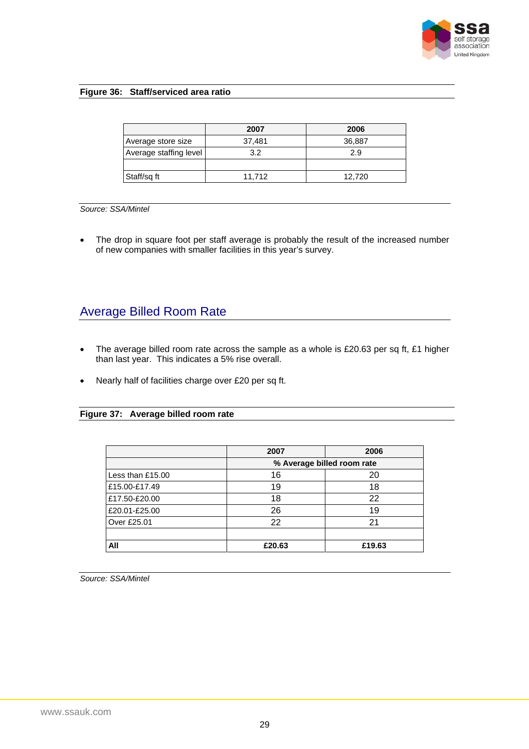**Figure 36: Staff/serviced area ratio**

| | 2007 | 2006 |
|---|---|---|
| Average store size | 37,481 | 36,887 |
| Average staffing level | 3.2 | 2.9 |
| | | |
| Staff/sq ft | 11,712 | 12,720 |

*Source: SSA/Mintel*

- The drop in square foot per staff average is probably the result of the increased number of new companies with smaller facilities in this year's survey.

## Average Billed Room Rate

- The average billed room rate across the sample as a whole is £20.63 per sq ft, £1 higher than last year. This indicates a 5% rise overall.
- Nearly half of facilities charge over £20 per sq ft.

**Figure 37: Average billed room rate**

| | 2007 | 2006 |
|---|---|---|
| | % Average billed room rate | |
| Less than £15.00 | 16 | 20 |
| £15.00-£17.49 | 19 | 18 |
| £17.50-£20.00 | 18 | 22 |
| £20.01-£25.00 | 26 | 19 |
| Over £25.01 | 22 | 21 |
| | | |
| **All** | **£20.63** | **£19.63** |

*Source: SSA/Mintel*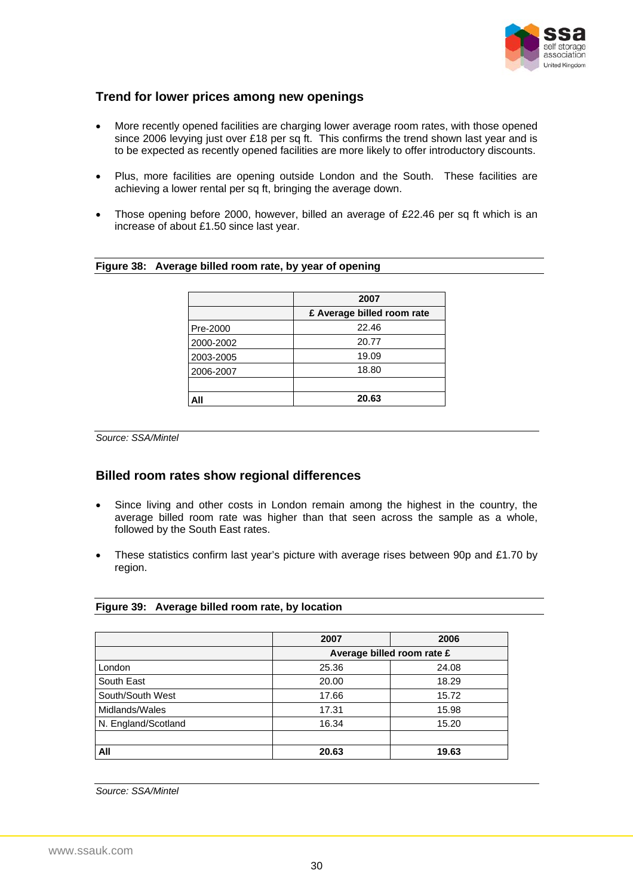## Trend for lower prices among new openings

- More recently opened facilities are charging lower average room rates, with those opened since 2006 levying just over £18 per sq ft. This confirms the trend shown last year and is to be expected as recently opened facilities are more likely to offer introductory discounts.
- Plus, more facilities are opening outside London and the South. These facilities are achieving a lower rental per sq ft, bringing the average down.
- Those opening before 2000, however, billed an average of £22.46 per sq ft which is an increase of about £1.50 since last year.

**Figure 38: Average billed room rate, by year of opening**

| | 2007 |
|---|---|
| | £ Average billed room rate |
| Pre-2000 | 22.46 |
| 2000-2002 | 20.77 |
| 2003-2005 | 19.09 |
| 2006-2007 | 18.80 |
| | |
| **All** | **20.63** |

*Source: SSA/Mintel*

## Billed room rates show regional differences

- Since living and other costs in London remain among the highest in the country, the average billed room rate was higher than that seen across the sample as a whole, followed by the South East rates.
- These statistics confirm last year's picture with average rises between 90p and £1.70 by region.

**Figure 39: Average billed room rate, by location**

| | 2007 | 2006 |
|---|---|---|
| | Average billed room rate £ | |
| London | 25.36 | 24.08 |
| South East | 20.00 | 18.29 |
| South/South West | 17.66 | 15.72 |
| Midlands/Wales | 17.31 | 15.98 |
| N. England/Scotland | 16.34 | 15.20 |
| | | |
| **All** | **20.63** | **19.63** |

*Source: SSA/Mintel*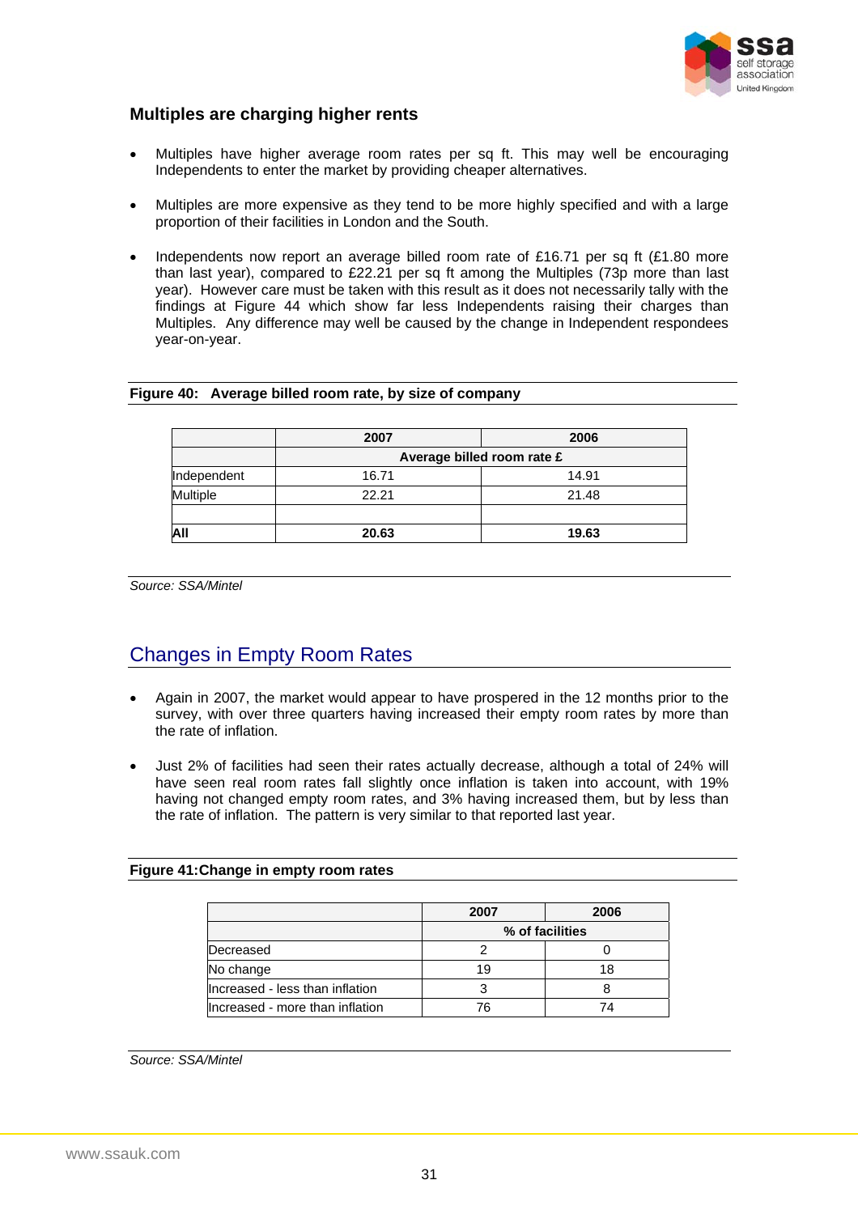### Multiples are charging higher rents

- Multiples have higher average room rates per sq ft. This may well be encouraging Independents to enter the market by providing cheaper alternatives.
- Multiples are more expensive as they tend to be more highly specified and with a large proportion of their facilities in London and the South.
- Independents now report an average billed room rate of £16.71 per sq ft (£1.80 more than last year), compared to £22.21 per sq ft among the Multiples (73p more than last year). However care must be taken with this result as it does not necessarily tally with the findings at Figure 44 which show far less Independents raising their charges than Multiples. Any difference may well be caused by the change in Independent respondees year-on-year.

**Figure 40: Average billed room rate, by size of company**

| | 2007 | 2006 |
|---|---|---|
| | Average billed room rate £ | |
| Independent | 16.71 | 14.91 |
| Multiple | 22.21 | 21.48 |
| | | |
| **All** | **20.63** | **19.63** |

*Source: SSA/Mintel*

## Changes in Empty Room Rates

- Again in 2007, the market would appear to have prospered in the 12 months prior to the survey, with over three quarters having increased their empty room rates by more than the rate of inflation.
- Just 2% of facilities had seen their rates actually decrease, although a total of 24% will have seen real room rates fall slightly once inflation is taken into account, with 19% having not changed empty room rates, and 3% having increased them, but by less than the rate of inflation. The pattern is very similar to that reported last year.

**Figure 41: Change in empty room rates**

| | 2007 | 2006 |
|---|---|---|
| | % of facilities | |
| Decreased | 2 | 0 |
| No change | 19 | 18 |
| Increased - less than inflation | 3 | 8 |
| Increased - more than inflation | 76 | 74 |

*Source: SSA/Mintel*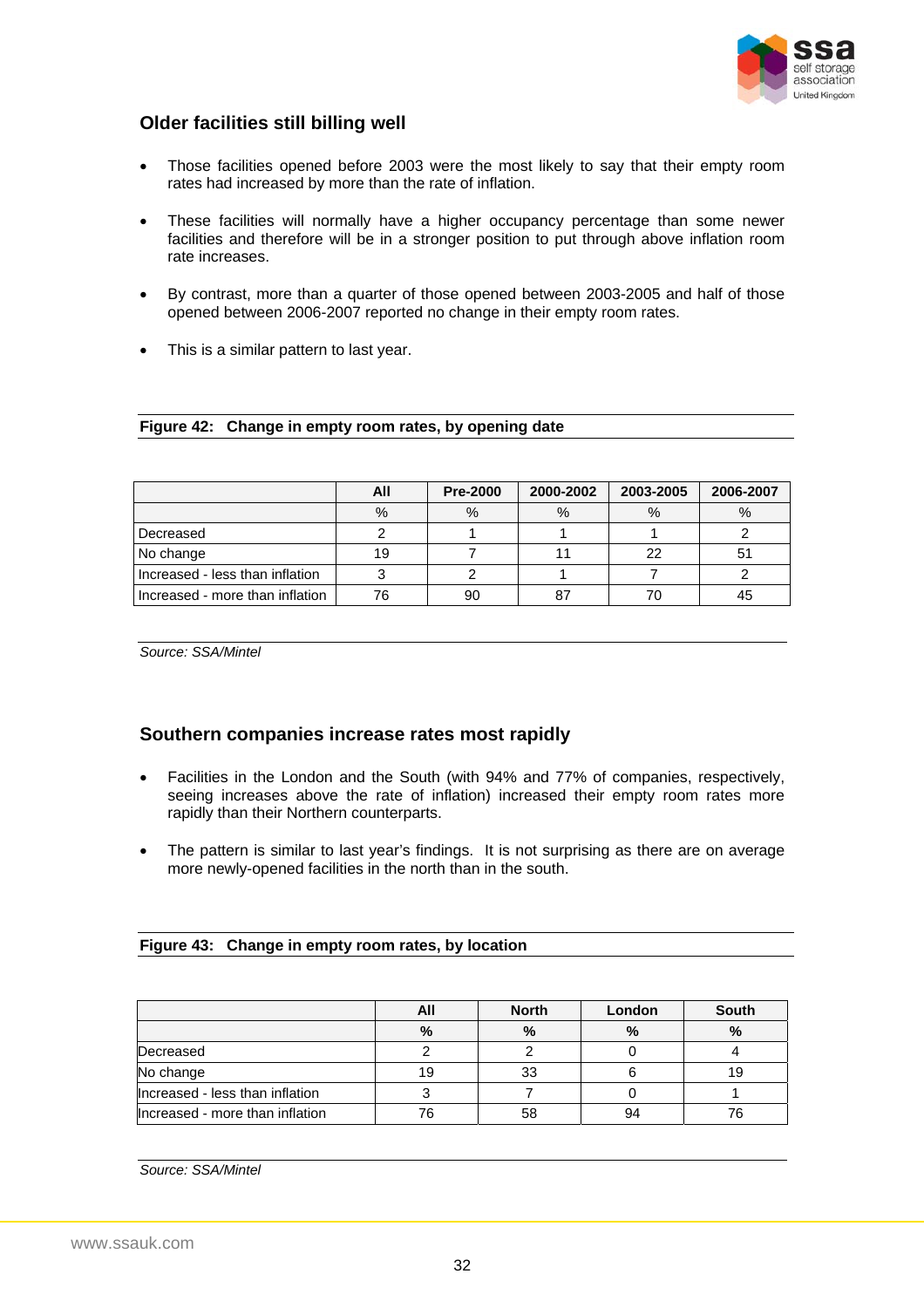## Older facilities still billing well

- Those facilities opened before 2003 were the most likely to say that their empty room rates had increased by more than the rate of inflation.
- These facilities will normally have a higher occupancy percentage than some newer facilities and therefore will be in a stronger position to put through above inflation room rate increases.
- By contrast, more than a quarter of those opened between 2003-2005 and half of those opened between 2006-2007 reported no change in their empty room rates.
- This is a similar pattern to last year.

**Figure 42: Change in empty room rates, by opening date**

| | All | Pre-2000 | 2000-2002 | 2003-2005 | 2006-2007 |
|---|---|---|---|---|---|
| | % | % | % | % | % |
| Decreased | 2 | 1 | 1 | 1 | 2 |
| No change | 19 | 7 | 11 | 22 | 51 |
| Increased - less than inflation | 3 | 2 | 1 | 7 | 2 |
| Increased - more than inflation | 76 | 90 | 87 | 70 | 45 |

*Source: SSA/Mintel*

## Southern companies increase rates most rapidly

- Facilities in the London and the South (with 94% and 77% of companies, respectively, seeing increases above the rate of inflation) increased their empty room rates more rapidly than their Northern counterparts.
- The pattern is similar to last year's findings. It is not surprising as there are on average more newly-opened facilities in the north than in the south.

**Figure 43: Change in empty room rates, by location**

| | All | North | London | South |
|---|---|---|---|---|
| | % | % | % | % |
| Decreased | 2 | 2 | 0 | 4 |
| No change | 19 | 33 | 6 | 19 |
| Increased - less than inflation | 3 | 7 | 0 | 1 |
| Increased - more than inflation | 76 | 58 | 94 | 76 |

*Source: SSA/Mintel*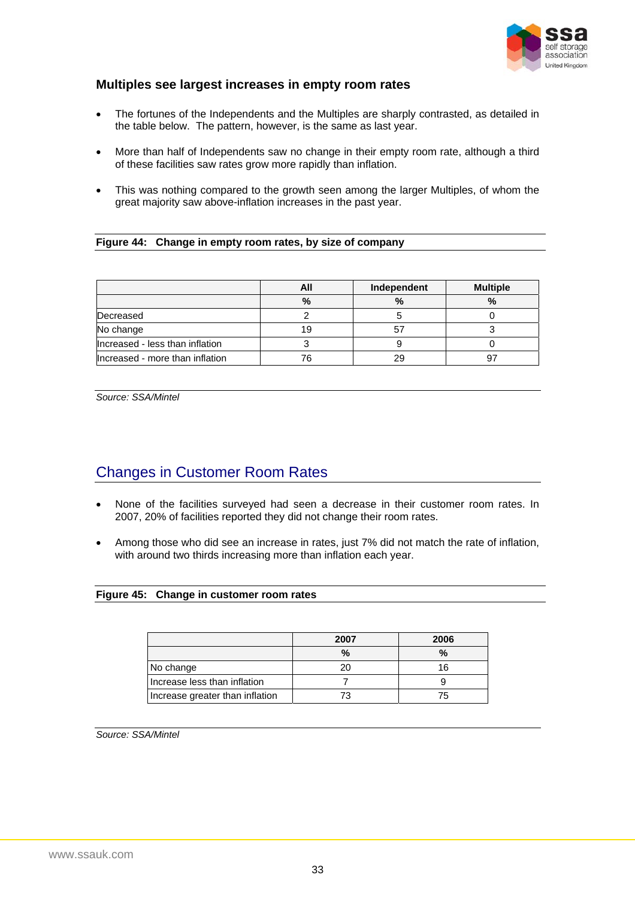### Multiples see largest increases in empty room rates

- The fortunes of the Independents and the Multiples are sharply contrasted, as detailed in the table below. The pattern, however, is the same as last year.
- More than half of Independents saw no change in their empty room rate, although a third of these facilities saw rates grow more rapidly than inflation.
- This was nothing compared to the growth seen among the larger Multiples, of whom the great majority saw above-inflation increases in the past year.

**Figure 44: Change in empty room rates, by size of company**

| | All | Independent | Multiple |
|---|---|---|---|
| | % | % | % |
| Decreased | 2 | 5 | 0 |
| No change | 19 | 57 | 3 |
| Increased - less than inflation | 3 | 9 | 0 |
| Increased - more than inflation | 76 | 29 | 97 |

*Source: SSA/Mintel*

## Changes in Customer Room Rates

- None of the facilities surveyed had seen a decrease in their customer room rates. In 2007, 20% of facilities reported they did not change their room rates.
- Among those who did see an increase in rates, just 7% did not match the rate of inflation, with around two thirds increasing more than inflation each year.

**Figure 45: Change in customer room rates**

| | 2007 | 2006 |
|---|---|---|
| | % | % |
| No change | 20 | 16 |
| Increase less than inflation | 7 | 9 |
| Increase greater than inflation | 73 | 75 |

*Source: SSA/Mintel*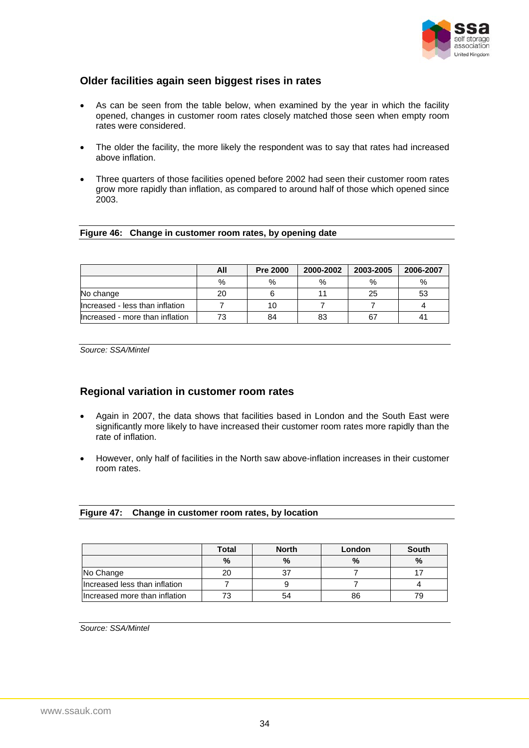## Older facilities again seen biggest rises in rates

- As can be seen from the table below, when examined by the year in which the facility opened, changes in customer room rates closely matched those seen when empty room rates were considered.
- The older the facility, the more likely the respondent was to say that rates had increased above inflation.
- Three quarters of those facilities opened before 2002 had seen their customer room rates grow more rapidly than inflation, as compared to around half of those which opened since 2003.

**Figure 46: Change in customer room rates, by opening date**

| | All | Pre 2000 | 2000-2002 | 2003-2005 | 2006-2007 |
|---|---|---|---|---|---|
| | % | % | % | % | % |
| No change | 20 | 6 | 11 | 25 | 53 |
| Increased - less than inflation | 7 | 10 | 7 | 7 | 4 |
| Increased - more than inflation | 73 | 84 | 83 | 67 | 41 |

*Source: SSA/Mintel*

## Regional variation in customer room rates

- Again in 2007, the data shows that facilities based in London and the South East were significantly more likely to have increased their customer room rates more rapidly than the rate of inflation.
- However, only half of facilities in the North saw above-inflation increases in their customer room rates.

**Figure 47: Change in customer room rates, by location**

| | Total | North | London | South |
|---|---|---|---|---|
| | % | % | % | % |
| No Change | 20 | 37 | 7 | 17 |
| Increased less than inflation | 7 | 9 | 7 | 4 |
| Increased more than inflation | 73 | 54 | 86 | 79 |

*Source: SSA/Mintel*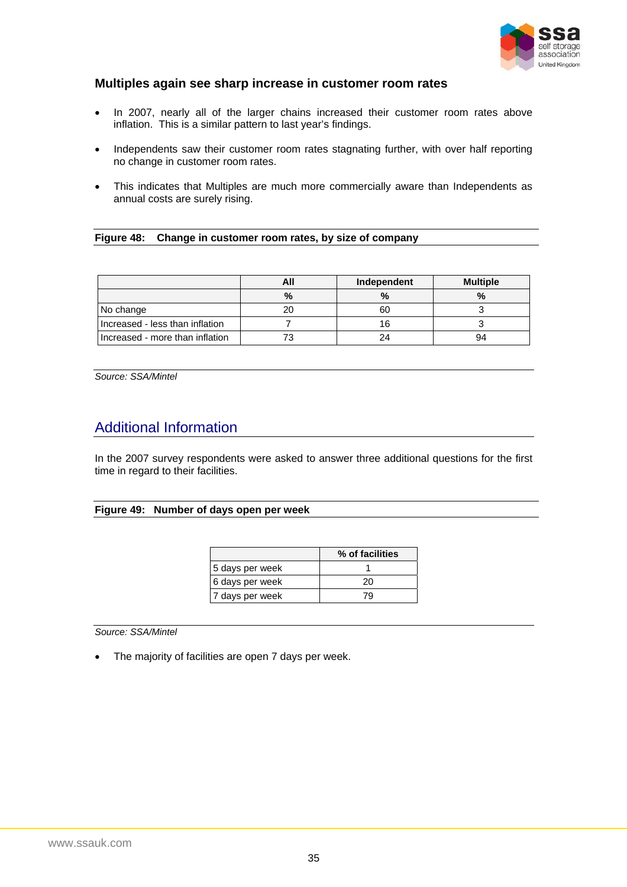### Multiples again see sharp increase in customer room rates

- In 2007, nearly all of the larger chains increased their customer room rates above inflation. This is a similar pattern to last year's findings.
- Independents saw their customer room rates stagnating further, with over half reporting no change in customer room rates.
- This indicates that Multiples are much more commercially aware than Independents as annual costs are surely rising.

**Figure 48: Change in customer room rates, by size of company**

| | All | Independent | Multiple |
|---|---|---|---|
| | % | % | % |
| No change | 20 | 60 | 3 |
| Increased - less than inflation | 7 | 16 | 3 |
| Increased - more than inflation | 73 | 24 | 94 |

*Source: SSA/Mintel*

## Additional Information

In the 2007 survey respondents were asked to answer three additional questions for the first time in regard to their facilities.

**Figure 49: Number of days open per week**

| | % of facilities |
|---|---|
| 5 days per week | 1 |
| 6 days per week | 20 |
| 7 days per week | 79 |

*Source: SSA/Mintel*

- The majority of facilities are open 7 days per week.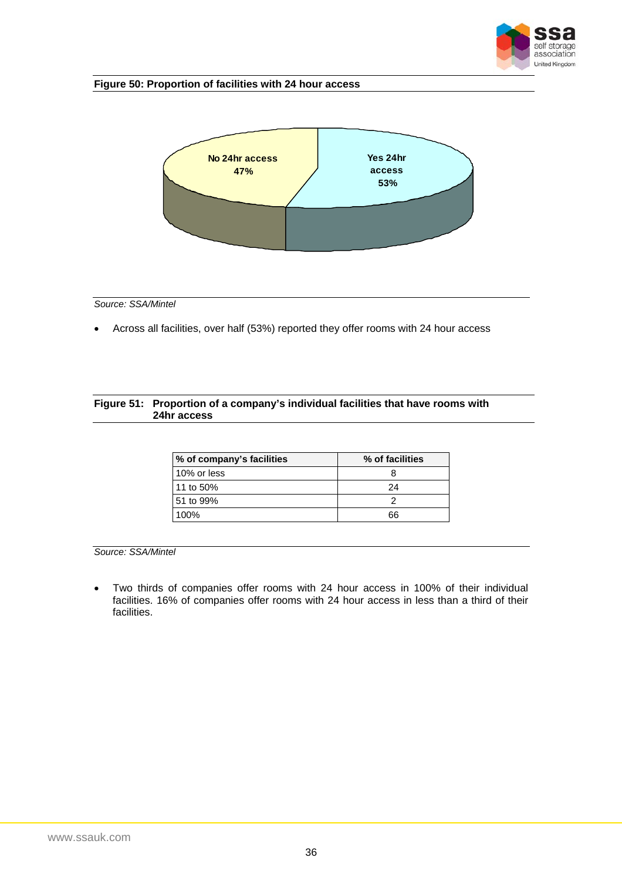**Figure 50: Proportion of facilities with 24 hour access**

No 24hr access
47%

Yes 24hr access
53%

*Source: SSA/Mintel*

- Across all facilities, over half (53%) reported they offer rooms with 24 hour access

**Figure 51: Proportion of a company's individual facilities that have rooms with 24hr access**

| % of company's facilities | % of facilities |
|---|---|
| 10% or less | 8 |
| 11 to 50% | 24 |
| 51 to 99% | 2 |
| 100% | 66 |

*Source: SSA/Mintel*

- Two thirds of companies offer rooms with 24 hour access in 100% of their individual facilities. 16% of companies offer rooms with 24 hour access in less than a third of their facilities.